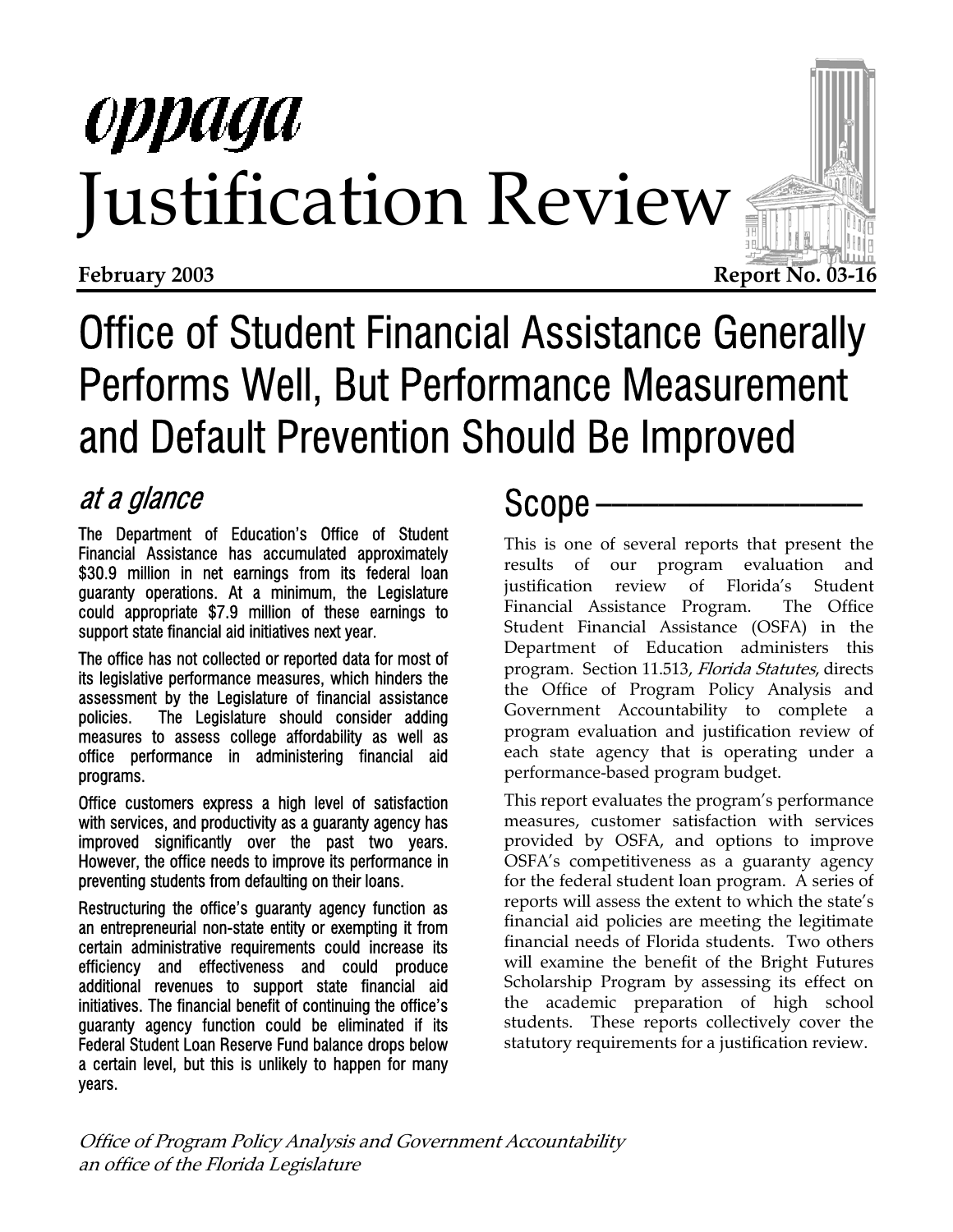oppaga

# Justification Review

**February 2003** **Report No. 03-16**

# Office of Student Financial Assistance Generally Performs Well, But Performance Measurement and Default Prevention Should Be Improved

## *at a glance*

The Department of Education's Office of Student Financial Assistance has accumulated approximately $30.9 million in net earnings from its federal loan guaranty operations. At a minimum, the Legislature could appropriate $7.9 million of these earnings to support state financial aid initiatives next year.

The office has not collected or reported data for most of its legislative performance measures, which hinders the assessment by the Legislature of financial assistance policies. The Legislature should consider adding measures to assess college affordability as well as office performance in administering financial aid programs.

Office customers express a high level of satisfaction with services, and productivity as a guaranty agency has improved significantly over the past two years. However, the office needs to improve its performance in preventing students from defaulting on their loans.

Restructuring the office's guaranty agency function as an entrepreneurial non-state entity or exempting it from certain administrative requirements could increase its efficiency and effectiveness and could produce additional revenues to support state financial aid initiatives. The financial benefit of continuing the office's guaranty agency function could be eliminated if its Federal Student Loan Reserve Fund balance drops below a certain level, but this is unlikely to happen for many years.

## Scope

This is one of several reports that present the results of our program evaluation and justification review of Florida's Student Financial Assistance Program. The Office Student Financial Assistance (OSFA) in the Department of Education administers this program. Section 11.513, *Florida Statutes*, directs the Office of Program Policy Analysis and Government Accountability to complete a program evaluation and justification review of each state agency that is operating under a performance-based program budget.

This report evaluates the program's performance measures, customer satisfaction with services provided by OSFA, and options to improve OSFA's competitiveness as a guaranty agency for the federal student loan program. A series of reports will assess the extent to which the state's financial aid policies are meeting the legitimate financial needs of Florida students. Two others will examine the benefit of the Bright Futures Scholarship Program by assessing its effect on the academic preparation of high school students. These reports collectively cover the statutory requirements for a justification review.

*Office of Program Policy Analysis and Government Accountability*
*an office of the Florida Legislature*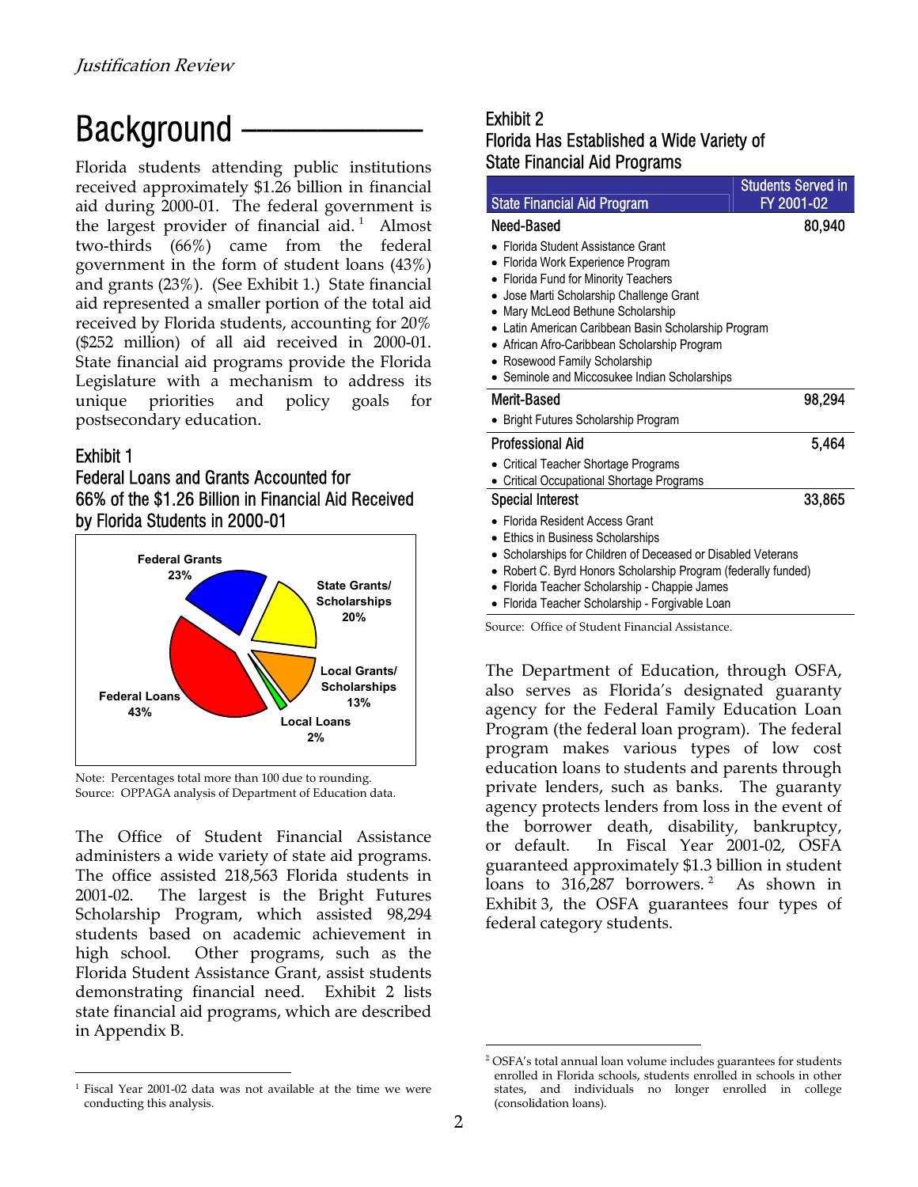# Background

Florida students attending public institutions received approximately $1.26 billion in financial aid during 2000-01. The federal government is the largest provider of financial aid.[1] Almost two-thirds (66%) came from the federal government in the form of student loans (43%) and grants (23%). (See Exhibit 1.) State financial aid represented a smaller portion of the total aid received by Florida students, accounting for 20% ($252 million) of all aid received in 2000-01. State financial aid programs provide the Florida Legislature with a mechanism to address its unique priorities and policy goals for postsecondary education.

### Exhibit 1
### Federal Loans and Grants Accounted for 66% of the $1.26 Billion in Financial Aid Received by Florida Students in 2000-01

Federal Grants 23%
State Grants/Scholarships 20%
Local Grants/Scholarships 13%
Local Loans 2%
Federal Loans 43%

Note: Percentages total more than 100 due to rounding.
Source: OPPAGA analysis of Department of Education data.

The Office of Student Financial Assistance administers a wide variety of state aid programs. The office assisted 218,563 Florida students in 2001-02. The largest is the Bright Futures Scholarship Program, which assisted 98,294 students based on academic achievement in high school. Other programs, such as the Florida Student Assistance Grant, assist students demonstrating financial need. Exhibit 2 lists state financial aid programs, which are described in Appendix B.

### Exhibit 2
### Florida Has Established a Wide Variety of State Financial Aid Programs

| State Financial Aid Program | Students Served in FY 2001-02 |
|---|---|
| **Need-Based** | 80,940 |
| • Florida Student Assistance Grant<br>• Florida Work Experience Program<br>• Florida Fund for Minority Teachers<br>• Jose Marti Scholarship Challenge Grant<br>• Mary McLeod Bethune Scholarship<br>• Latin American Caribbean Basin Scholarship Program<br>• African Afro-Caribbean Scholarship Program<br>• Rosewood Family Scholarship<br>• Seminole and Miccosukee Indian Scholarships | |
| **Merit-Based** | 98,294 |
| • Bright Futures Scholarship Program | |
| **Professional Aid** | 5,464 |
| • Critical Teacher Shortage Programs<br>• Critical Occupational Shortage Programs | |
| **Special Interest** | 33,865 |
| • Florida Resident Access Grant<br>• Ethics in Business Scholarships<br>• Scholarships for Children of Deceased or Disabled Veterans<br>• Robert C. Byrd Honors Scholarship Program (federally funded)<br>• Florida Teacher Scholarship - Chappie James<br>• Florida Teacher Scholarship - Forgivable Loan | |

Source: Office of Student Financial Assistance.

The Department of Education, through OSFA, also serves as Florida's designated guaranty agency for the Federal Family Education Loan Program (the federal loan program). The federal program makes various types of low cost education loans to students and parents through private lenders, such as banks. The guaranty agency protects lenders from loss in the event of the borrower death, disability, bankruptcy, or default. In Fiscal Year 2001-02, OSFA guaranteed approximately $1.3 billion in student loans to 316,287 borrowers.[2] As shown in Exhibit 3, the OSFA guarantees four types of federal category students.

[1] Fiscal Year 2001-02 data was not available at the time we were conducting this analysis.

[2] OSFA's total annual loan volume includes guarantees for students enrolled in Florida schools, students enrolled in schools in other states, and individuals no longer enrolled in college (consolidation loans).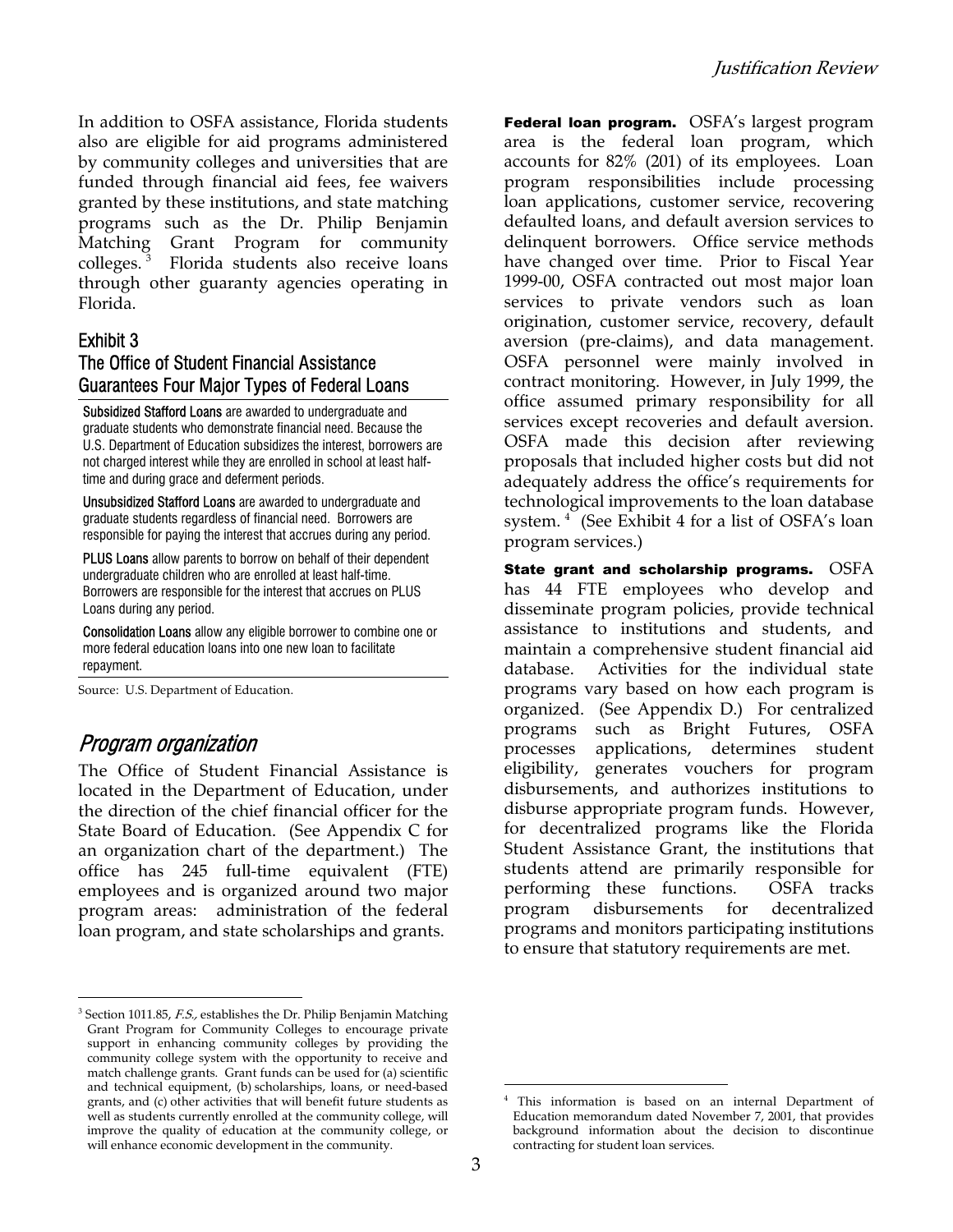In addition to OSFA assistance, Florida students also are eligible for aid programs administered by community colleges and universities that are funded through financial aid fees, fee waivers granted by these institutions, and state matching programs such as the Dr. Philip Benjamin Matching Grant Program for community colleges.[3] Florida students also receive loans through other guaranty agencies operating in Florida.

### Exhibit 3
### The Office of Student Financial Assistance Guarantees Four Major Types of Federal Loans

**Subsidized Stafford Loans** are awarded to undergraduate and graduate students who demonstrate financial need. Because the U.S. Department of Education subsidizes the interest, borrowers are not charged interest while they are enrolled in school at least half-time and during grace and deferment periods.

**Unsubsidized Stafford Loans** are awarded to undergraduate and graduate students regardless of financial need. Borrowers are responsible for paying the interest that accrues during any period.

**PLUS Loans** allow parents to borrow on behalf of their dependent undergraduate children who are enrolled at least half-time. Borrowers are responsible for the interest that accrues on PLUS Loans during any period.

**Consolidation Loans** allow any eligible borrower to combine one or more federal education loans into one new loan to facilitate repayment.

Source: U.S. Department of Education.

## *Program organization*

The Office of Student Financial Assistance is located in the Department of Education, under the direction of the chief financial officer for the State Board of Education. (See Appendix C for an organization chart of the department.) The office has 245 full-time equivalent (FTE) employees and is organized around two major program areas: administration of the federal loan program, and state scholarships and grants.

**Federal loan program.** OSFA's largest program area is the federal loan program, which accounts for 82% (201) of its employees. Loan program responsibilities include processing loan applications, customer service, recovering defaulted loans, and default aversion services to delinquent borrowers. Office service methods have changed over time. Prior to Fiscal Year 1999-00, OSFA contracted out most major loan services to private vendors such as loan origination, customer service, recovery, default aversion (pre-claims), and data management. OSFA personnel were mainly involved in contract monitoring. However, in July 1999, the office assumed primary responsibility for all services except recoveries and default aversion. OSFA made this decision after reviewing proposals that included higher costs but did not adequately address the office's requirements for technological improvements to the loan database system.[4] (See Exhibit 4 for a list of OSFA's loan program services.)

**State grant and scholarship programs.** OSFA has 44 FTE employees who develop and disseminate program policies, provide technical assistance to institutions and students, and maintain a comprehensive student financial aid database. Activities for the individual state programs vary based on how each program is organized. (See Appendix D.) For centralized programs such as Bright Futures, OSFA processes applications, determines student eligibility, generates vouchers for program disbursements, and authorizes institutions to disburse appropriate program funds. However, for decentralized programs like the Florida Student Assistance Grant, the institutions that students attend are primarily responsible for performing these functions. OSFA tracks program disbursements for decentralized programs and monitors participating institutions to ensure that statutory requirements are met.

---

[3] Section 1011.85, *F.S.*, establishes the Dr. Philip Benjamin Matching Grant Program for Community Colleges to encourage private support in enhancing community colleges by providing the community college system with the opportunity to receive and match challenge grants. Grant funds can be used for (a) scientific and technical equipment, (b) scholarships, loans, or need-based grants, and (c) other activities that will benefit future students as well as students currently enrolled at the community college, will improve the quality of education at the community college, or will enhance economic development in the community.

[4] This information is based on an internal Department of Education memorandum dated November 7, 2001, that provides background information about the decision to discontinue contracting for student loan services.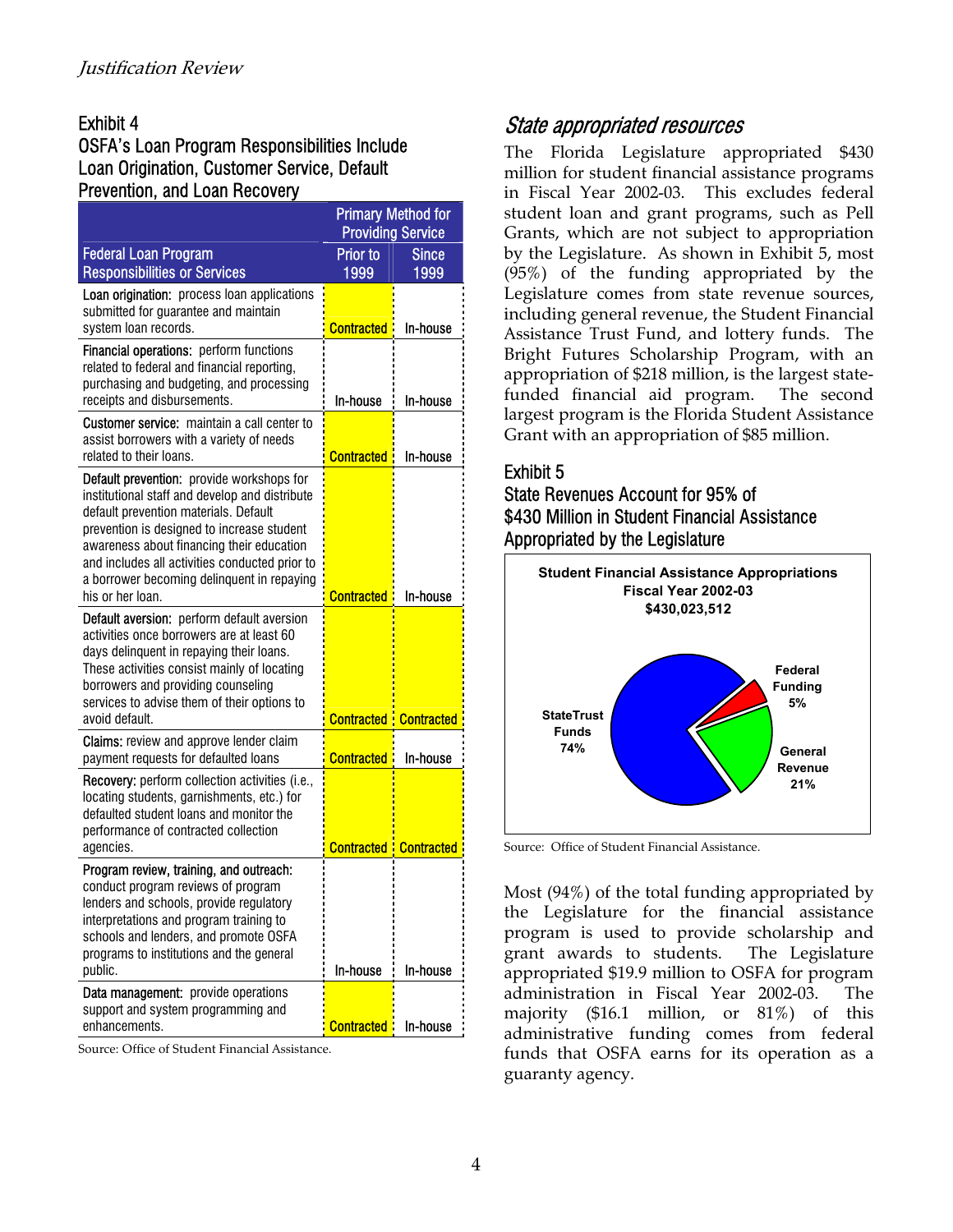Exhibit 4
OSFA's Loan Program Responsibilities Include Loan Origination, Customer Service, Default Prevention, and Loan Recovery

| Federal Loan Program Responsibilities or Services | Primary Method for Providing Service | |
|---|---|---|
| | Prior to 1999 | Since 1999 |
| **Loan origination:** process loan applications submitted for guarantee and maintain system loan records. | Contracted | In-house |
| **Financial operations:** perform functions related to federal and financial reporting, purchasing and budgeting, and processing receipts and disbursements. | In-house | In-house |
| **Customer service:** maintain a call center to assist borrowers with a variety of needs related to their loans. | Contracted | In-house |
| **Default prevention:** provide workshops for institutional staff and develop and distribute default prevention materials. Default prevention is designed to increase student awareness about financing their education and includes all activities conducted prior to a borrower becoming delinquent in repaying his or her loan. | Contracted | In-house |
| **Default aversion:** perform default aversion activities once borrowers are at least 60 days delinquent in repaying their loans. These activities consist mainly of locating borrowers and providing counseling services to advise them of their options to avoid default. | Contracted | Contracted |
| **Claims:** review and approve lender claim payment requests for defaulted loans | Contracted | In-house |
| **Recovery:** perform collection activities (i.e., locating students, garnishments, etc.) for defaulted student loans and monitor the performance of contracted collection agencies. | Contracted | Contracted |
| **Program review, training, and outreach:** conduct program reviews of program lenders and schools, provide regulatory interpretations and program training to schools and lenders, and promote OSFA programs to institutions and the general public. | In-house | In-house |
| **Data management:** provide operations support and system programming and enhancements. | Contracted | In-house |

Source: Office of Student Financial Assistance.

## *State appropriated resources*

The Florida Legislature appropriated $430 million for student financial assistance programs in Fiscal Year 2002-03. This excludes federal student loan and grant programs, such as Pell Grants, which are not subject to appropriation by the Legislature. As shown in Exhibit 5, most (95%) of the funding appropriated by the Legislature comes from state revenue sources, including general revenue, the Student Financial Assistance Trust Fund, and lottery funds. The Bright Futures Scholarship Program, with an appropriation of $218 million, is the largest state-funded financial aid program. The second largest program is the Florida Student Assistance Grant with an appropriation of $85 million.

Exhibit 5
State Revenues Account for 95% of $430 Million in Student Financial Assistance Appropriated by the Legislature

**Student Financial Assistance Appropriations**
**Fiscal Year 2002-03**
**$430,023,512**

| Source | Share |
|---|---|
| StateTrust Funds | 74% |
| General Revenue | 21% |
| Federal Funding | 5% |

Source: Office of Student Financial Assistance.

Most (94%) of the total funding appropriated by the Legislature for the financial assistance program is used to provide scholarship and grant awards to students. The Legislature appropriated $19.9 million to OSFA for program administration in Fiscal Year 2002-03. The majority ($16.1 million, or 81%) of this administrative funding comes from federal funds that OSFA earns for its operation as a guaranty agency.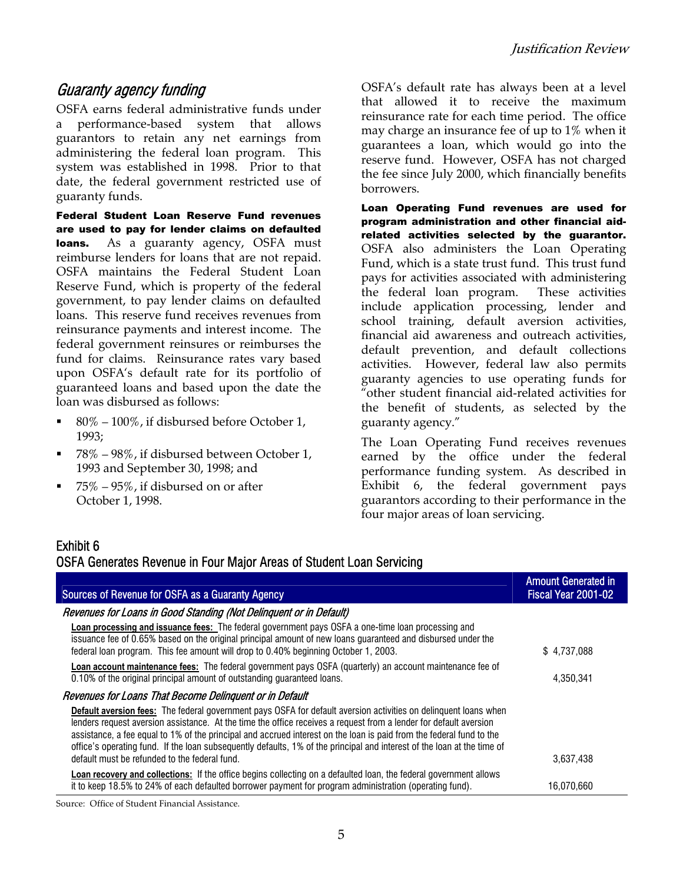## *Guaranty agency funding*

OSFA earns federal administrative funds under a performance-based system that allows guarantors to retain any net earnings from administering the federal loan program. This system was established in 1998. Prior to that date, the federal government restricted use of guaranty funds.

**Federal Student Loan Reserve Fund revenues are used to pay for lender claims on defaulted loans.** As a guaranty agency, OSFA must reimburse lenders for loans that are not repaid. OSFA maintains the Federal Student Loan Reserve Fund, which is property of the federal government, to pay lender claims on defaulted loans. This reserve fund receives revenues from reinsurance payments and interest income. The federal government reinsures or reimburses the fund for claims. Reinsurance rates vary based upon OSFA's default rate for its portfolio of guaranteed loans and based upon the date the loan was disbursed as follows:

- 80% – 100%, if disbursed before October 1, 1993;
- 78% – 98%, if disbursed between October 1, 1993 and September 30, 1998; and
- 75% – 95%, if disbursed on or after October 1, 1998.

OSFA's default rate has always been at a level that allowed it to receive the maximum reinsurance rate for each time period. The office may charge an insurance fee of up to 1% when it guarantees a loan, which would go into the reserve fund. However, OSFA has not charged the fee since July 2000, which financially benefits borrowers.

**Loan Operating Fund revenues are used for program administration and other financial aid-related activities selected by the guarantor.** OSFA also administers the Loan Operating Fund, which is a state trust fund. This trust fund pays for activities associated with administering the federal loan program. These activities include application processing, lender and school training, default aversion activities, financial aid awareness and outreach activities, default prevention, and default collections activities. However, federal law also permits guaranty agencies to use operating funds for "other student financial aid-related activities for the benefit of students, as selected by the guaranty agency."

The Loan Operating Fund receives revenues earned by the office under the federal performance funding system. As described in Exhibit 6, the federal government pays guarantors according to their performance in the four major areas of loan servicing.

### Exhibit 6
### OSFA Generates Revenue in Four Major Areas of Student Loan Servicing

| Sources of Revenue for OSFA as a Guaranty Agency | Amount Generated in Fiscal Year 2001-02 |
|---|---|
| ***Revenues for Loans in Good Standing (Not Delinquent or in Default)*** | |
| **Loan processing and issuance fees:** The federal government pays OSFA a one-time loan processing and issuance fee of 0.65% based on the original principal amount of new loans guaranteed and disbursed under the federal loan program. This fee amount will drop to 0.40% beginning October 1, 2003. | $ 4,737,088 |
| **Loan account maintenance fees:** The federal government pays OSFA (quarterly) an account maintenance fee of 0.10% of the original principal amount of outstanding guaranteed loans. | 4,350,341 |
| ***Revenues for Loans That Become Delinquent or in Default*** | |
| **Default aversion fees:** The federal government pays OSFA for default aversion activities on delinquent loans when lenders request aversion assistance. At the time the office receives a request from a lender for default aversion assistance, a fee equal to 1% of the principal and accrued interest on the loan is paid from the federal fund to the office's operating fund. If the loan subsequently defaults, 1% of the principal and interest of the loan at the time of default must be refunded to the federal fund. | 3,637,438 |
| **Loan recovery and collections:** If the office begins collecting on a defaulted loan, the federal government allows it to keep 18.5% to 24% of each defaulted borrower payment for program administration (operating fund). | 16,070,660 |

Source: Office of Student Financial Assistance.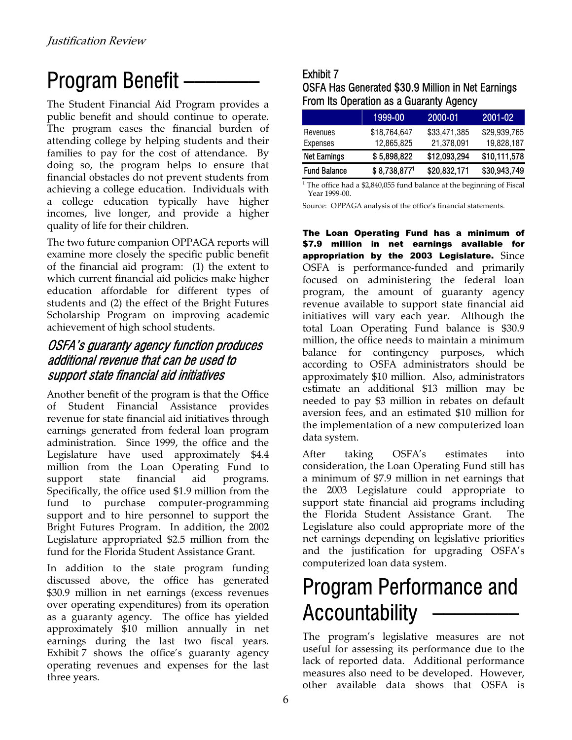# Program Benefit

The Student Financial Aid Program provides a public benefit and should continue to operate. The program eases the financial burden of attending college by helping students and their families to pay for the cost of attendance. By doing so, the program helps to ensure that financial obstacles do not prevent students from achieving a college education. Individuals with a college education typically have higher incomes, live longer, and provide a higher quality of life for their children.

The two future companion OPPAGA reports will examine more closely the specific public benefit of the financial aid program: (1) the extent to which current financial aid policies make higher education affordable for different types of students and (2) the effect of the Bright Futures Scholarship Program on improving academic achievement of high school students.

## *OSFA's guaranty agency function produces additional revenue that can be used to support state financial aid initiatives*

Another benefit of the program is that the Office of Student Financial Assistance provides revenue for state financial aid initiatives through earnings generated from federal loan program administration. Since 1999, the office and the Legislature have used approximately $4.4 million from the Loan Operating Fund to support state financial aid programs. Specifically, the office used $1.9 million from the fund to purchase computer-programming support and to hire personnel to support the Bright Futures Program. In addition, the 2002 Legislature appropriated $2.5 million from the fund for the Florida Student Assistance Grant.

In addition to the state program funding discussed above, the office has generated $30.9 million in net earnings (excess revenues over operating expenditures) from its operation as a guaranty agency. The office has yielded approximately $10 million annually in net earnings during the last two fiscal years. Exhibit 7 shows the office's guaranty agency operating revenues and expenses for the last three years.

Exhibit 7
OSFA Has Generated $30.9 Million in Net Earnings From Its Operation as a Guaranty Agency

| | 1999-00 | 2000-01 | 2001-02 |
|---|---|---|---|
| Revenues | $18,764,647 | $33,471,385 | $29,939,765 |
| Expenses | 12,865,825 | 21,378,091 | 19,828,187 |
| **Net Earnings** | **$ 5,898,822** | **$12,093,294** | **$10,111,578** |
| **Fund Balance** | **$ 8,738,877[1]** | **$20,832,171** | **$30,943,749** |

[1] The office had a $2,840,055 fund balance at the beginning of Fiscal Year 1999-00.

Source: OPPAGA analysis of the office's financial statements.

**The Loan Operating Fund has a minimum of $7.9 million in net earnings available for appropriation by the 2003 Legislature.** Since OSFA is performance-funded and primarily focused on administering the federal loan program, the amount of guaranty agency revenue available to support state financial aid initiatives will vary each year. Although the total Loan Operating Fund balance is $30.9 million, the office needs to maintain a minimum balance for contingency purposes, which according to OSFA administrators should be approximately $10 million. Also, administrators estimate an additional $13 million may be needed to pay $3 million in rebates on default aversion fees, and an estimated $10 million for the implementation of a new computerized loan data system.

After taking OSFA's estimates into consideration, the Loan Operating Fund still has a minimum of $7.9 million in net earnings that the 2003 Legislature could appropriate to support state financial aid programs including the Florida Student Assistance Grant. The Legislature also could appropriate more of the net earnings depending on legislative priorities and the justification for upgrading OSFA's computerized loan data system.

# Program Performance and Accountability

The program's legislative measures are not useful for assessing its performance due to the lack of reported data. Additional performance measures also need to be developed. However, other available data shows that OSFA is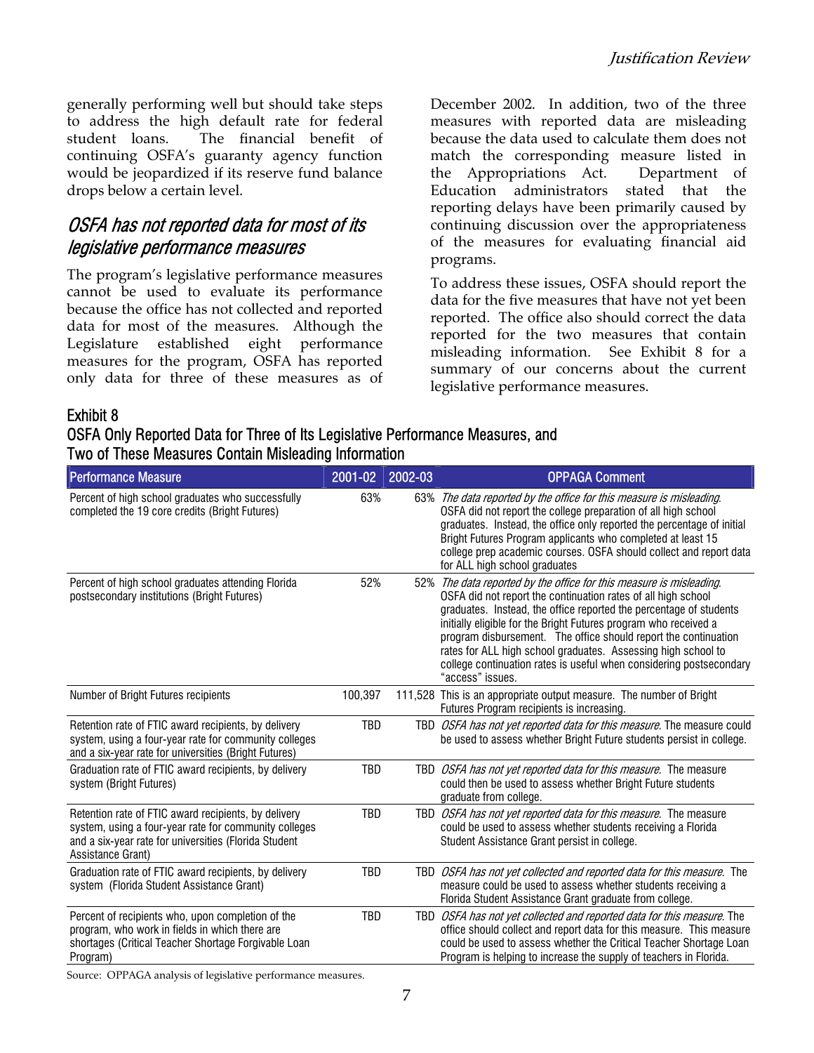generally performing well but should take steps to address the high default rate for federal student loans. The financial benefit of continuing OSFA's guaranty agency function would be jeopardized if its reserve fund balance drops below a certain level.

## *OSFA has not reported data for most of its legislative performance measures*

The program's legislative performance measures cannot be used to evaluate its performance because the office has not collected and reported data for most of the measures. Although the Legislature established eight performance measures for the program, OSFA has reported only data for three of these measures as of December 2002. In addition, two of the three measures with reported data are misleading because the data used to calculate them does not match the corresponding measure listed in the Appropriations Act. Department of Education administrators stated that the reporting delays have been primarily caused by continuing discussion over the appropriateness of the measures for evaluating financial aid programs.

To address these issues, OSFA should report the data for the five measures that have not yet been reported. The office also should correct the data reported for the two measures that contain misleading information. See Exhibit 8 for a summary of our concerns about the current legislative performance measures.

### Exhibit 8
### OSFA Only Reported Data for Three of Its Legislative Performance Measures, and Two of These Measures Contain Misleading Information

| Performance Measure | 2001-02 | 2002-03 | OPPAGA Comment |
|---|---|---|---|
| Percent of high school graduates who successfully completed the 19 core credits (Bright Futures) | 63% | 63% | *The data reported by the office for this measure is misleading.* OSFA did not report the college preparation of all high school graduates. Instead, the office only reported the percentage of initial Bright Futures Program applicants who completed at least 15 college prep academic courses. OSFA should collect and report data for ALL high school graduates |
| Percent of high school graduates attending Florida postsecondary institutions (Bright Futures) | 52% | 52% | *The data reported by the office for this measure is misleading.* OSFA did not report the continuation rates of all high school graduates. Instead, the office reported the percentage of students initially eligible for the Bright Futures program who received a program disbursement. The office should report the continuation rates for ALL high school graduates. Assessing high school to college continuation rates is useful when considering postsecondary "access" issues. |
| Number of Bright Futures recipients | 100,397 | 111,528 | This is an appropriate output measure. The number of Bright Futures Program recipients is increasing. |
| Retention rate of FTIC award recipients, by delivery system, using a four-year rate for community colleges and a six-year rate for universities (Bright Futures) | TBD | TBD | *OSFA has not yet reported data for this measure.* The measure could be used to assess whether Bright Future students persist in college. |
| Graduation rate of FTIC award recipients, by delivery system (Bright Futures) | TBD | TBD | *OSFA has not yet reported data for this measure.* The measure could then be used to assess whether Bright Future students graduate from college. |
| Retention rate of FTIC award recipients, by delivery system, using a four-year rate for community colleges and a six-year rate for universities (Florida Student Assistance Grant) | TBD | TBD | *OSFA has not yet reported data for this measure.* The measure could be used to assess whether students receiving a Florida Student Assistance Grant persist in college. |
| Graduation rate of FTIC award recipients, by delivery system (Florida Student Assistance Grant) | TBD | TBD | *OSFA has not yet collected and reported data for this measure.* The measure could be used to assess whether students receiving a Florida Student Assistance Grant graduate from college. |
| Percent of recipients who, upon completion of the program, who work in fields in which there are shortages (Critical Teacher Shortage Forgivable Loan Program) | TBD | TBD | *OSFA has not yet collected and reported data for this measure.* The office should collect and report data for this measure. This measure could be used to assess whether the Critical Teacher Shortage Loan Program is helping to increase the supply of teachers in Florida. |

Source: OPPAGA analysis of legislative performance measures.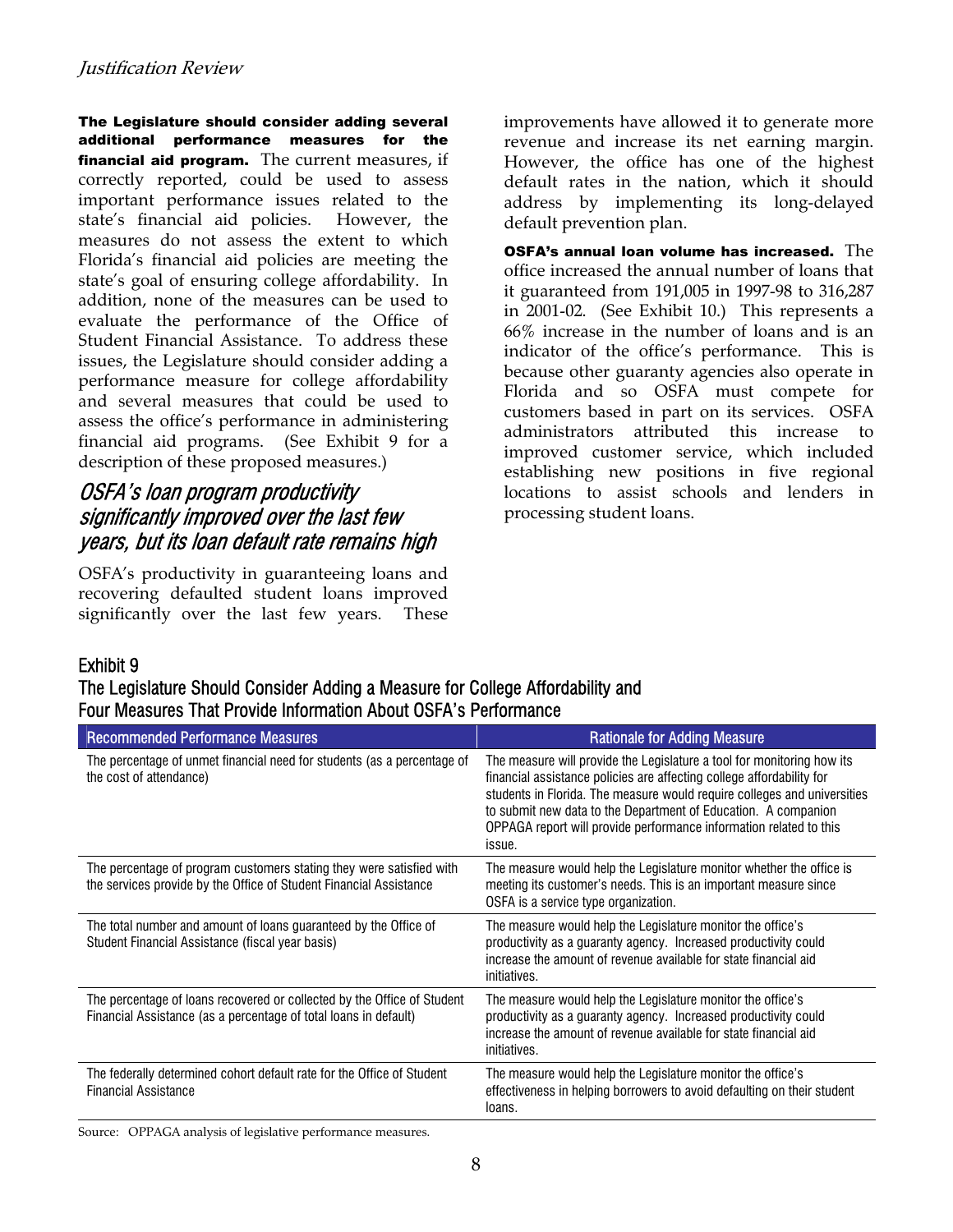**The Legislature should consider adding several additional performance measures for the financial aid program.** The current measures, if correctly reported, could be used to assess important performance issues related to the state's financial aid policies. However, the measures do not assess the extent to which Florida's financial aid policies are meeting the state's goal of ensuring college affordability. In addition, none of the measures can be used to evaluate the performance of the Office of Student Financial Assistance. To address these issues, the Legislature should consider adding a performance measure for college affordability and several measures that could be used to assess the office's performance in administering financial aid programs. (See Exhibit 9 for a description of these proposed measures.)

## *OSFA's loan program productivity significantly improved over the last few years, but its loan default rate remains high*

OSFA's productivity in guaranteeing loans and recovering defaulted student loans improved significantly over the last few years. These improvements have allowed it to generate more revenue and increase its net earning margin. However, the office has one of the highest default rates in the nation, which it should address by implementing its long-delayed default prevention plan.

**OSFA's annual loan volume has increased.** The office increased the annual number of loans that it guaranteed from 191,005 in 1997-98 to 316,287 in 2001-02. (See Exhibit 10.) This represents a 66% increase in the number of loans and is an indicator of the office's performance. This is because other guaranty agencies also operate in Florida and so OSFA must compete for customers based in part on its services. OSFA administrators attributed this increase to improved customer service, which included establishing new positions in five regional locations to assist schools and lenders in processing student loans.

### Exhibit 9
### The Legislature Should Consider Adding a Measure for College Affordability and Four Measures That Provide Information About OSFA's Performance

| Recommended Performance Measures | Rationale for Adding Measure |
|---|---|
| The percentage of unmet financial need for students (as a percentage of the cost of attendance) | The measure will provide the Legislature a tool for monitoring how its financial assistance policies are affecting college affordability for students in Florida. The measure would require colleges and universities to submit new data to the Department of Education. A companion OPPAGA report will provide performance information related to this issue. |
| The percentage of program customers stating they were satisfied with the services provide by the Office of Student Financial Assistance | The measure would help the Legislature monitor whether the office is meeting its customer's needs. This is an important measure since OSFA is a service type organization. |
| The total number and amount of loans guaranteed by the Office of Student Financial Assistance (fiscal year basis) | The measure would help the Legislature monitor the office's productivity as a guaranty agency. Increased productivity could increase the amount of revenue available for state financial aid initiatives. |
| The percentage of loans recovered or collected by the Office of Student Financial Assistance (as a percentage of total loans in default) | The measure would help the Legislature monitor the office's productivity as a guaranty agency. Increased productivity could increase the amount of revenue available for state financial aid initiatives. |
| The federally determined cohort default rate for the Office of Student Financial Assistance | The measure would help the Legislature monitor the office's effectiveness in helping borrowers to avoid defaulting on their student loans. |

Source: OPPAGA analysis of legislative performance measures.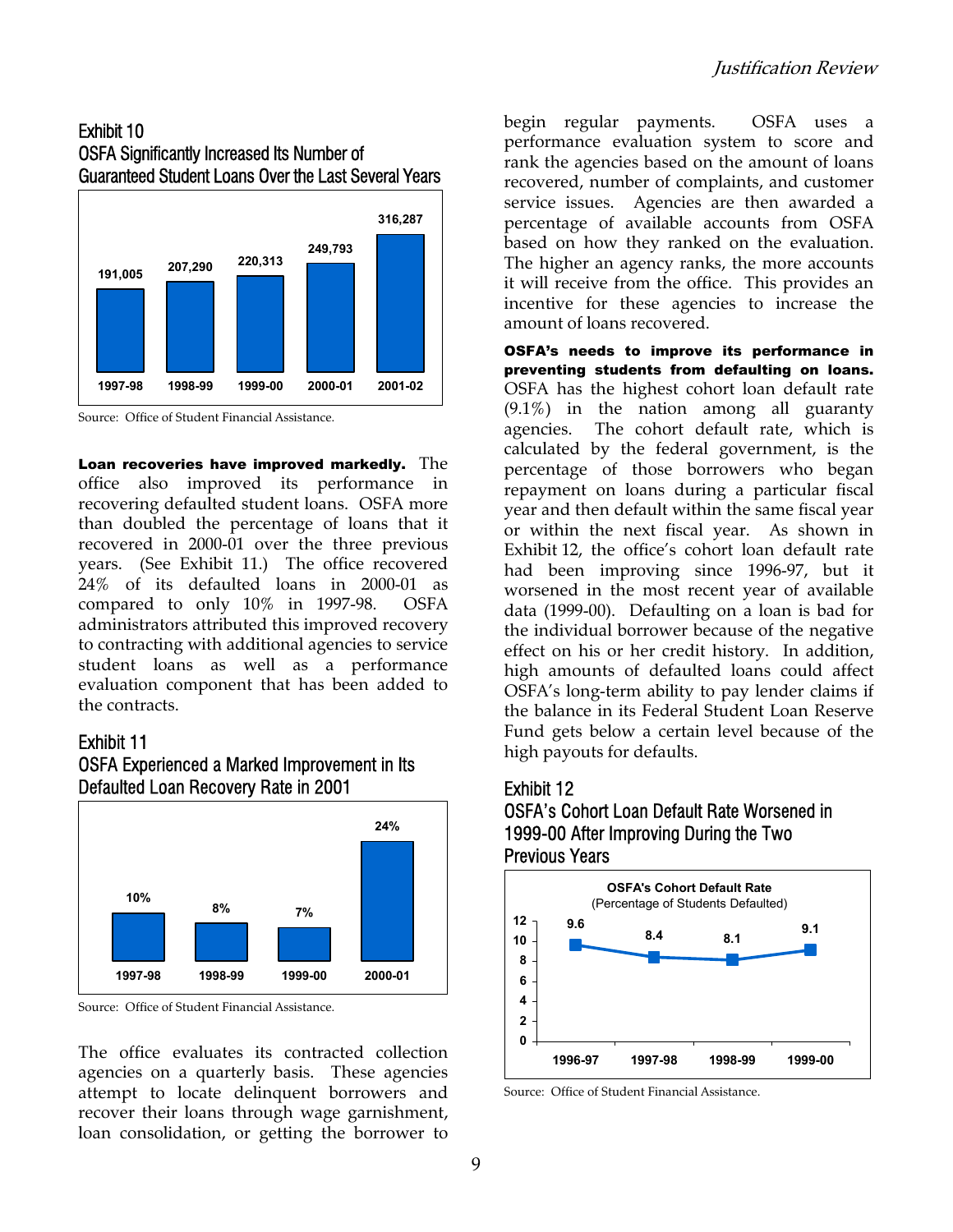### Exhibit 10
### OSFA Significantly Increased Its Number of Guaranteed Student Loans Over the Last Several Years

| 1997-98 | 1998-99 | 1999-00 | 2000-01 | 2001-02 |
|---|---|---|---|---|
| 191,005 | 207,290 | 220,313 | 249,793 | 316,287 |

Source: Office of Student Financial Assistance.

**Loan recoveries have improved markedly.** The office also improved its performance in recovering defaulted student loans. OSFA more than doubled the percentage of loans that it recovered in 2000-01 over the three previous years. (See Exhibit 11.) The office recovered 24% of its defaulted loans in 2000-01 as compared to only 10% in 1997-98. OSFA administrators attributed this improved recovery to contracting with additional agencies to service student loans as well as a performance evaluation component that has been added to the contracts.

### Exhibit 11
### OSFA Experienced a Marked Improvement in Its Defaulted Loan Recovery Rate in 2001

| 1997-98 | 1998-99 | 1999-00 | 2000-01 |
|---|---|---|---|
| 10% | 8% | 7% | 24% |

Source: Office of Student Financial Assistance.

The office evaluates its contracted collection agencies on a quarterly basis. These agencies attempt to locate delinquent borrowers and recover their loans through wage garnishment, loan consolidation, or getting the borrower to begin regular payments. OSFA uses a performance evaluation system to score and rank the agencies based on the amount of loans recovered, number of complaints, and customer service issues. Agencies are then awarded a percentage of available accounts from OSFA based on how they ranked on the evaluation. The higher an agency ranks, the more accounts it will receive from the office. This provides an incentive for these agencies to increase the amount of loans recovered.

**OSFA's needs to improve its performance in preventing students from defaulting on loans.** OSFA has the highest cohort loan default rate (9.1%) in the nation among all guaranty agencies. The cohort default rate, which is calculated by the federal government, is the percentage of those borrowers who began repayment on loans during a particular fiscal year and then default within the same fiscal year or within the next fiscal year. As shown in Exhibit 12, the office's cohort loan default rate had been improving since 1996-97, but it worsened in the most recent year of available data (1999-00). Defaulting on a loan is bad for the individual borrower because of the negative effect on his or her credit history. In addition, high amounts of defaulted loans could affect OSFA's long-term ability to pay lender claims if the balance in its Federal Student Loan Reserve Fund gets below a certain level because of the high payouts for defaults.

### Exhibit 12
### OSFA's Cohort Loan Default Rate Worsened in 1999-00 After Improving During the Two Previous Years

**OSFA's Cohort Default Rate**
(Percentage of Students Defaulted)

| 1996-97 | 1997-98 | 1998-99 | 1999-00 |
|---|---|---|---|
| 9.6 | 8.4 | 8.1 | 9.1 |

Source: Office of Student Financial Assistance.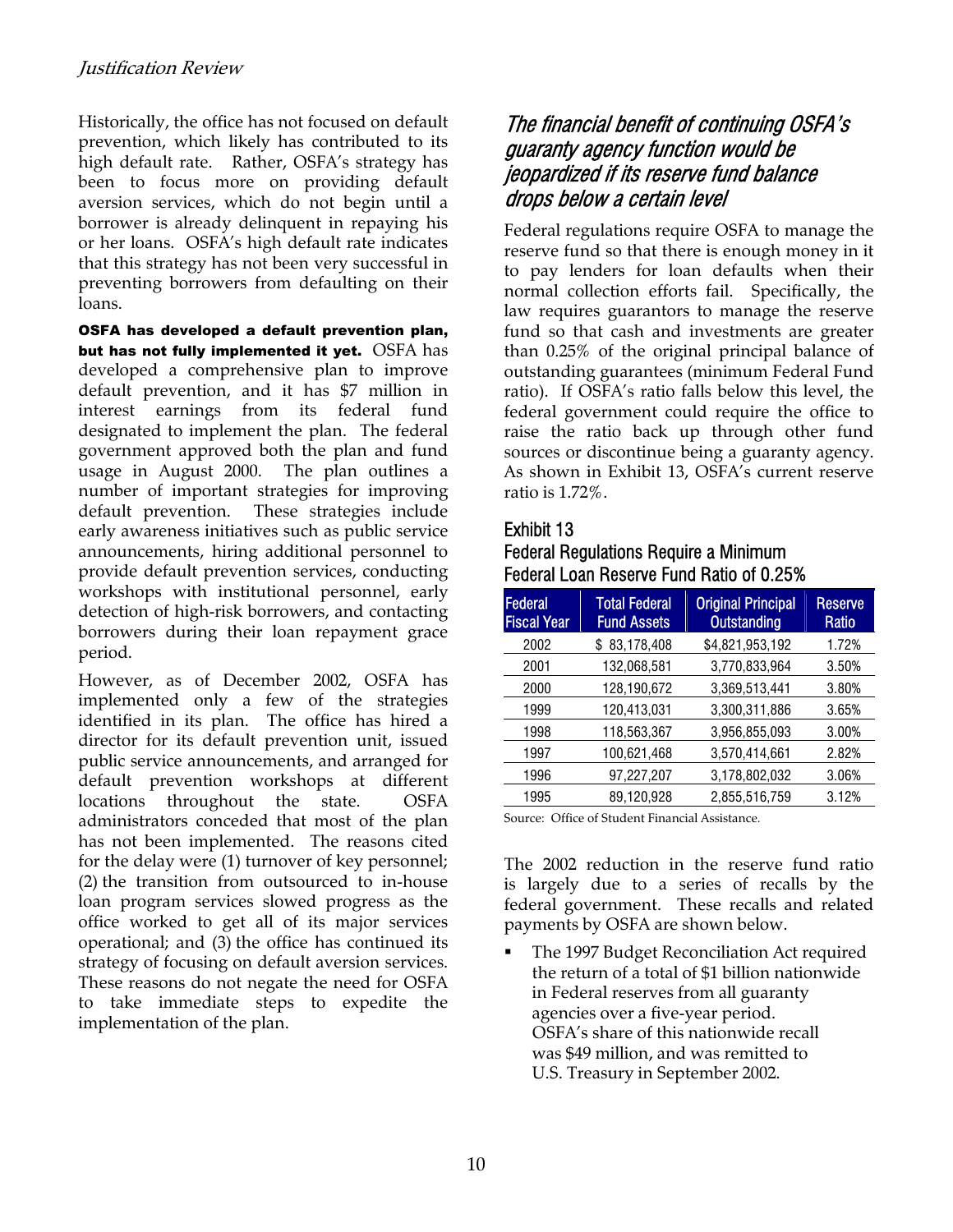Historically, the office has not focused on default prevention, which likely has contributed to its high default rate. Rather, OSFA's strategy has been to focus more on providing default aversion services, which do not begin until a borrower is already delinquent in repaying his or her loans. OSFA's high default rate indicates that this strategy has not been very successful in preventing borrowers from defaulting on their loans.

**OSFA has developed a default prevention plan, but has not fully implemented it yet.** OSFA has developed a comprehensive plan to improve default prevention, and it has $7 million in interest earnings from its federal fund designated to implement the plan. The federal government approved both the plan and fund usage in August 2000. The plan outlines a number of important strategies for improving default prevention. These strategies include early awareness initiatives such as public service announcements, hiring additional personnel to provide default prevention services, conducting workshops with institutional personnel, early detection of high-risk borrowers, and contacting borrowers during their loan repayment grace period.

However, as of December 2002, OSFA has implemented only a few of the strategies identified in its plan. The office has hired a director for its default prevention unit, issued public service announcements, and arranged for default prevention workshops at different locations throughout the state. OSFA administrators conceded that most of the plan has not been implemented. The reasons cited for the delay were (1) turnover of key personnel; (2) the transition from outsourced to in-house loan program services slowed progress as the office worked to get all of its major services operational; and (3) the office has continued its strategy of focusing on default aversion services. These reasons do not negate the need for OSFA to take immediate steps to expedite the implementation of the plan.

## *The financial benefit of continuing OSFA's guaranty agency function would be jeopardized if its reserve fund balance drops below a certain level*

Federal regulations require OSFA to manage the reserve fund so that there is enough money in it to pay lenders for loan defaults when their normal collection efforts fail. Specifically, the law requires guarantors to manage the reserve fund so that cash and investments are greater than 0.25% of the original principal balance of outstanding guarantees (minimum Federal Fund ratio). If OSFA's ratio falls below this level, the federal government could require the office to raise the ratio back up through other fund sources or discontinue being a guaranty agency. As shown in Exhibit 13, OSFA's current reserve ratio is 1.72%.

### Exhibit 13
### Federal Regulations Require a Minimum Federal Loan Reserve Fund Ratio of 0.25%

| Federal Fiscal Year | Total Federal Fund Assets | Original Principal Outstanding | Reserve Ratio |
|---|---|---|---|
| 2002 | $ 83,178,408 | $4,821,953,192 | 1.72% |
| 2001 | 132,068,581 | 3,770,833,964 | 3.50% |
| 2000 | 128,190,672 | 3,369,513,441 | 3.80% |
| 1999 | 120,413,031 | 3,300,311,886 | 3.65% |
| 1998 | 118,563,367 | 3,956,855,093 | 3.00% |
| 1997 | 100,621,468 | 3,570,414,661 | 2.82% |
| 1996 | 97,227,207 | 3,178,802,032 | 3.06% |
| 1995 | 89,120,928 | 2,855,516,759 | 3.12% |

Source: Office of Student Financial Assistance.

The 2002 reduction in the reserve fund ratio is largely due to a series of recalls by the federal government. These recalls and related payments by OSFA are shown below.

- The 1997 Budget Reconciliation Act required the return of a total of $1 billion nationwide in Federal reserves from all guaranty agencies over a five-year period. OSFA's share of this nationwide recall was $49 million, and was remitted to U.S. Treasury in September 2002.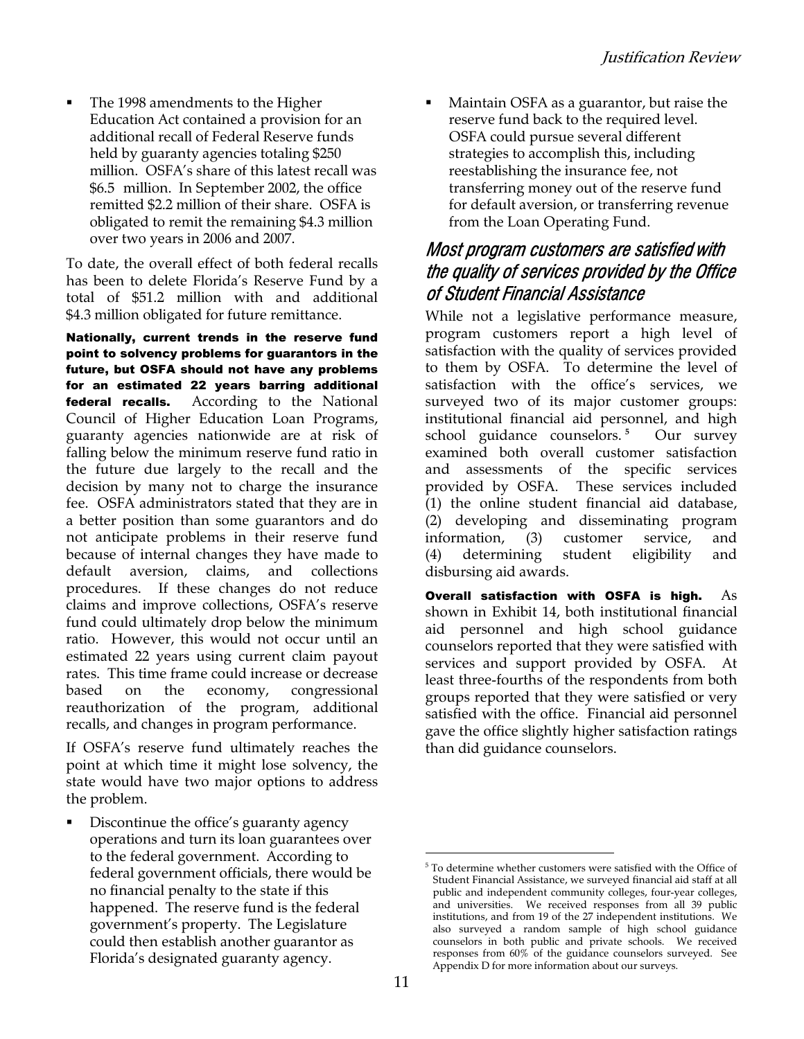- The 1998 amendments to the Higher Education Act contained a provision for an additional recall of Federal Reserve funds held by guaranty agencies totaling $250 million. OSFA's share of this latest recall was $6.5 million. In September 2002, the office remitted $2.2 million of their share. OSFA is obligated to remit the remaining $4.3 million over two years in 2006 and 2007.

To date, the overall effect of both federal recalls has been to delete Florida's Reserve Fund by a total of $51.2 million with and additional $4.3 million obligated for future remittance.

**Nationally, current trends in the reserve fund point to solvency problems for guarantors in the future, but OSFA should not have any problems for an estimated 22 years barring additional federal recalls.** According to the National Council of Higher Education Loan Programs, guaranty agencies nationwide are at risk of falling below the minimum reserve fund ratio in the future due largely to the recall and the decision by many not to charge the insurance fee. OSFA administrators stated that they are in a better position than some guarantors and do not anticipate problems in their reserve fund because of internal changes they have made to default aversion, claims, and collections procedures. If these changes do not reduce claims and improve collections, OSFA's reserve fund could ultimately drop below the minimum ratio. However, this would not occur until an estimated 22 years using current claim payout rates. This time frame could increase or decrease based on the economy, congressional reauthorization of the program, additional recalls, and changes in program performance.

If OSFA's reserve fund ultimately reaches the point at which time it might lose solvency, the state would have two major options to address the problem.

- Discontinue the office's guaranty agency operations and turn its loan guarantees over to the federal government. According to federal government officials, there would be no financial penalty to the state if this happened. The reserve fund is the federal government's property. The Legislature could then establish another guarantor as Florida's designated guaranty agency.
- Maintain OSFA as a guarantor, but raise the reserve fund back to the required level. OSFA could pursue several different strategies to accomplish this, including reestablishing the insurance fee, not transferring money out of the reserve fund for default aversion, or transferring revenue from the Loan Operating Fund.

## *Most program customers are satisfied with the quality of services provided by the Office of Student Financial Assistance*

While not a legislative performance measure, program customers report a high level of satisfaction with the quality of services provided to them by OSFA. To determine the level of satisfaction with the office's services, we surveyed two of its major customer groups: institutional financial aid personnel, and high school guidance counselors.[5] Our survey examined both overall customer satisfaction and assessments of the specific services provided by OSFA. These services included (1) the online student financial aid database, (2) developing and disseminating program information, (3) customer service, and (4) determining student eligibility and disbursing aid awards.

**Overall satisfaction with OSFA is high.** As shown in Exhibit 14, both institutional financial aid personnel and high school guidance counselors reported that they were satisfied with services and support provided by OSFA. At least three-fourths of the respondents from both groups reported that they were satisfied or very satisfied with the office. Financial aid personnel gave the office slightly higher satisfaction ratings than did guidance counselors.

[5] To determine whether customers were satisfied with the Office of Student Financial Assistance, we surveyed financial aid staff at all public and independent community colleges, four-year colleges, and universities. We received responses from all 39 public institutions, and from 19 of the 27 independent institutions. We also surveyed a random sample of high school guidance counselors in both public and private schools. We received responses from 60% of the guidance counselors surveyed. See Appendix D for more information about our surveys.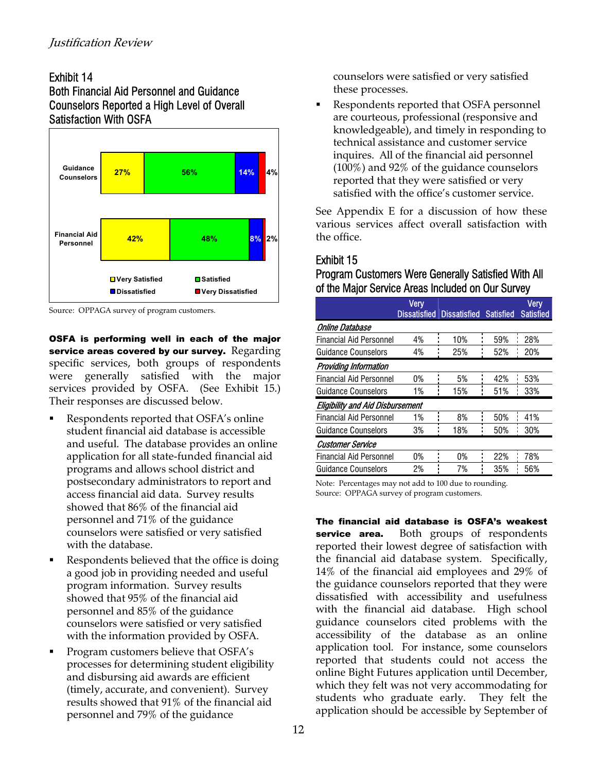### Exhibit 14
### Both Financial Aid Personnel and Guidance Counselors Reported a High Level of Overall Satisfaction With OSFA

| | Very Satisfied | Satisfied | Dissatisfied | Very Dissatisfied |
|---|---|---|---|---|
| Guidance Counselors | 27% | 56% | 14% | 4% |
| Financial Aid Personnel | 42% | 48% | 8% | 2% |

Source: OPPAGA survey of program customers.

**OSFA is performing well in each of the major service areas covered by our survey.** Regarding specific services, both groups of respondents were generally satisfied with the major services provided by OSFA. (See Exhibit 15.) Their responses are discussed below.

- Respondents reported that OSFA's online student financial aid database is accessible and useful. The database provides an online application for all state-funded financial aid programs and allows school district and postsecondary administrators to report and access financial aid data. Survey results showed that 86% of the financial aid personnel and 71% of the guidance counselors were satisfied or very satisfied with the database.
- Respondents believed that the office is doing a good job in providing needed and useful program information. Survey results showed that 95% of the financial aid personnel and 85% of the guidance counselors were satisfied or very satisfied with the information provided by OSFA.
- Program customers believe that OSFA's processes for determining student eligibility and disbursing aid awards are efficient (timely, accurate, and convenient). Survey results showed that 91% of the financial aid personnel and 79% of the guidance counselors were satisfied or very satisfied these processes.
- Respondents reported that OSFA personnel are courteous, professional (responsive and knowledgeable), and timely in responding to technical assistance and customer service inquires. All of the financial aid personnel (100%) and 92% of the guidance counselors reported that they were satisfied or very satisfied with the office's customer service.

See Appendix E for a discussion of how these various services affect overall satisfaction with the office.

### Exhibit 15
### Program Customers Were Generally Satisfied With All of the Major Service Areas Included on Our Survey

| | Very Dissatisfied | Dissatisfied | Satisfied | Very Satisfied |
|---|---|---|---|---|
| ***Online Database*** | | | | |
| Financial Aid Personnel | 4% | 10% | 59% | 28% |
| Guidance Counselors | 4% | 25% | 52% | 20% |
| ***Providing Information*** | | | | |
| Financial Aid Personnel | 0% | 5% | 42% | 53% |
| Guidance Counselors | 1% | 15% | 51% | 33% |
| ***Eligibility and Aid Disbursement*** | | | | |
| Financial Aid Personnel | 1% | 8% | 50% | 41% |
| Guidance Counselors | 3% | 18% | 50% | 30% |
| ***Customer Service*** | | | | |
| Financial Aid Personnel | 0% | 0% | 22% | 78% |
| Guidance Counselors | 2% | 7% | 35% | 56% |

Note: Percentages may not add to 100 due to rounding.
Source: OPPAGA survey of program customers.

**The financial aid database is OSFA's weakest service area.** Both groups of respondents reported their lowest degree of satisfaction with the financial aid database system. Specifically, 14% of the financial aid employees and 29% of the guidance counselors reported that they were dissatisfied with accessibility and usefulness with the financial aid database. High school guidance counselors cited problems with the accessibility of the database as an online application tool. For instance, some counselors reported that students could not access the online Bight Futures application until December, which they felt was not very accommodating for students who graduate early. They felt the application should be accessible by September of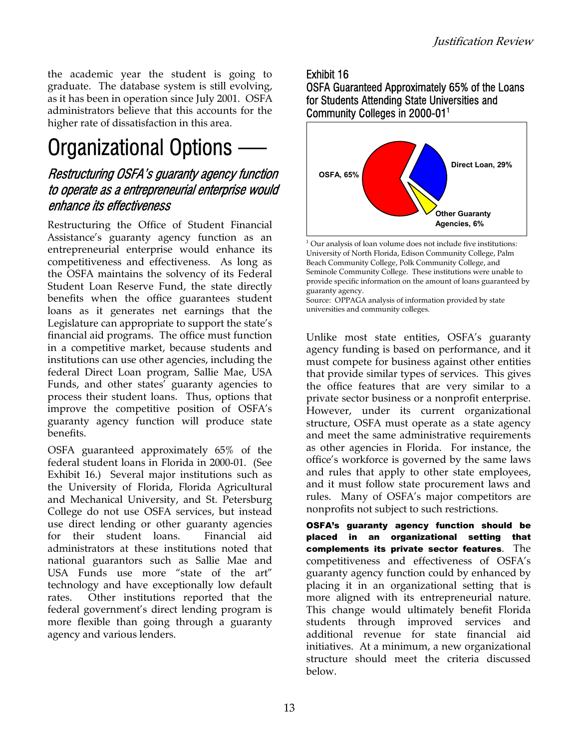the academic year the student is going to graduate. The database system is still evolving, as it has been in operation since July 2001. OSFA administrators believe that this accounts for the higher rate of dissatisfaction in this area.

# Organizational Options —

## *Restructuring OSFA's guaranty agency function to operate as a entrepreneurial enterprise would enhance its effectiveness*

Restructuring the Office of Student Financial Assistance's guaranty agency function as an entrepreneurial enterprise would enhance its competitiveness and effectiveness. As long as the OSFA maintains the solvency of its Federal Student Loan Reserve Fund, the state directly benefits when the office guarantees student loans as it generates net earnings that the Legislature can appropriate to support the state's financial aid programs. The office must function in a competitive market, because students and institutions can use other agencies, including the federal Direct Loan program, Sallie Mae, USA Funds, and other states' guaranty agencies to process their student loans. Thus, options that improve the competitive position of OSFA's guaranty agency function will produce state benefits.

OSFA guaranteed approximately 65% of the federal student loans in Florida in 2000-01. (See Exhibit 16.) Several major institutions such as the University of Florida, Florida Agricultural and Mechanical University, and St. Petersburg College do not use OSFA services, but instead use direct lending or other guaranty agencies for their student loans. Financial aid administrators at these institutions noted that national guarantors such as Sallie Mae and USA Funds use more "state of the art" technology and have exceptionally low default rates. Other institutions reported that the federal government's direct lending program is more flexible than going through a guaranty agency and various lenders.

Exhibit 16
OSFA Guaranteed Approximately 65% of the Loans for Students Attending State Universities and Community Colleges in 2000-01[1]

OSFA, 65%
Direct Loan, 29%
Other Guaranty Agencies, 6%

[1] Our analysis of loan volume does not include five institutions: University of North Florida, Edison Community College, Palm Beach Community College, Polk Community College, and Seminole Community College. These institutions were unable to provide specific information on the amount of loans guaranteed by guaranty agency.

Source: OPPAGA analysis of information provided by state universities and community colleges.

Unlike most state entities, OSFA's guaranty agency funding is based on performance, and it must compete for business against other entities that provide similar types of services. This gives the office features that are very similar to a private sector business or a nonprofit enterprise. However, under its current organizational structure, OSFA must operate as a state agency and meet the same administrative requirements as other agencies in Florida. For instance, the office's workforce is governed by the same laws and rules that apply to other state employees, and it must follow state procurement laws and rules. Many of OSFA's major competitors are nonprofits not subject to such restrictions.

**OSFA's guaranty agency function should be placed in an organizational setting that complements its private sector features**. The competitiveness and effectiveness of OSFA's guaranty agency function could by enhanced by placing it in an organizational setting that is more aligned with its entrepreneurial nature. This change would ultimately benefit Florida students through improved services and additional revenue for state financial aid initiatives. At a minimum, a new organizational structure should meet the criteria discussed below.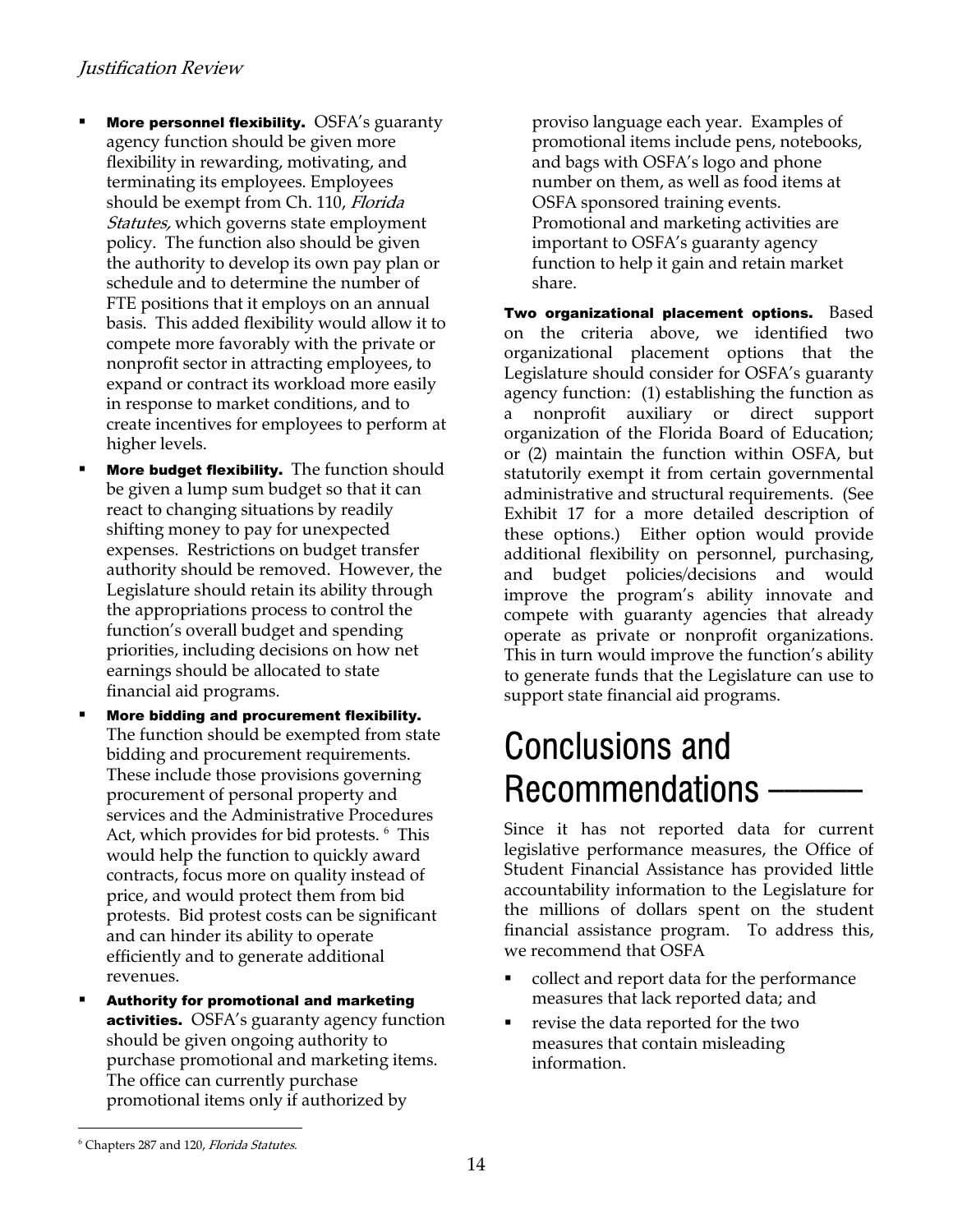- **More personnel flexibility.** OSFA's guaranty agency function should be given more flexibility in rewarding, motivating, and terminating its employees. Employees should be exempt from Ch. 110, *Florida Statutes,* which governs state employment policy. The function also should be given the authority to develop its own pay plan or schedule and to determine the number of FTE positions that it employs on an annual basis. This added flexibility would allow it to compete more favorably with the private or nonprofit sector in attracting employees, to expand or contract its workload more easily in response to market conditions, and to create incentives for employees to perform at higher levels.
- **More budget flexibility.** The function should be given a lump sum budget so that it can react to changing situations by readily shifting money to pay for unexpected expenses. Restrictions on budget transfer authority should be removed. However, the Legislature should retain its ability through the appropriations process to control the function's overall budget and spending priorities, including decisions on how net earnings should be allocated to state financial aid programs.
- **More bidding and procurement flexibility.** The function should be exempted from state bidding and procurement requirements. These include those provisions governing procurement of personal property and services and the Administrative Procedures Act, which provides for bid protests. [6] This would help the function to quickly award contracts, focus more on quality instead of price, and would protect them from bid protests. Bid protest costs can be significant and can hinder its ability to operate efficiently and to generate additional revenues.
- **Authority for promotional and marketing activities.** OSFA's guaranty agency function should be given ongoing authority to purchase promotional and marketing items. The office can currently purchase promotional items only if authorized by proviso language each year. Examples of promotional items include pens, notebooks, and bags with OSFA's logo and phone number on them, as well as food items at OSFA sponsored training events. Promotional and marketing activities are important to OSFA's guaranty agency function to help it gain and retain market share.

**Two organizational placement options.** Based on the criteria above, we identified two organizational placement options that the Legislature should consider for OSFA's guaranty agency function: (1) establishing the function as a nonprofit auxiliary or direct support organization of the Florida Board of Education; or (2) maintain the function within OSFA, but statutorily exempt it from certain governmental administrative and structural requirements. (See Exhibit 17 for a more detailed description of these options.) Either option would provide additional flexibility on personnel, purchasing, and budget policies/decisions and would improve the program's ability innovate and compete with guaranty agencies that already operate as private or nonprofit organizations. This in turn would improve the function's ability to generate funds that the Legislature can use to support state financial aid programs.

# Conclusions and Recommendations

Since it has not reported data for current legislative performance measures, the Office of Student Financial Assistance has provided little accountability information to the Legislature for the millions of dollars spent on the student financial assistance program. To address this, we recommend that OSFA

- collect and report data for the performance measures that lack reported data; and
- revise the data reported for the two measures that contain misleading information.

[6] Chapters 287 and 120, *Florida Statutes.*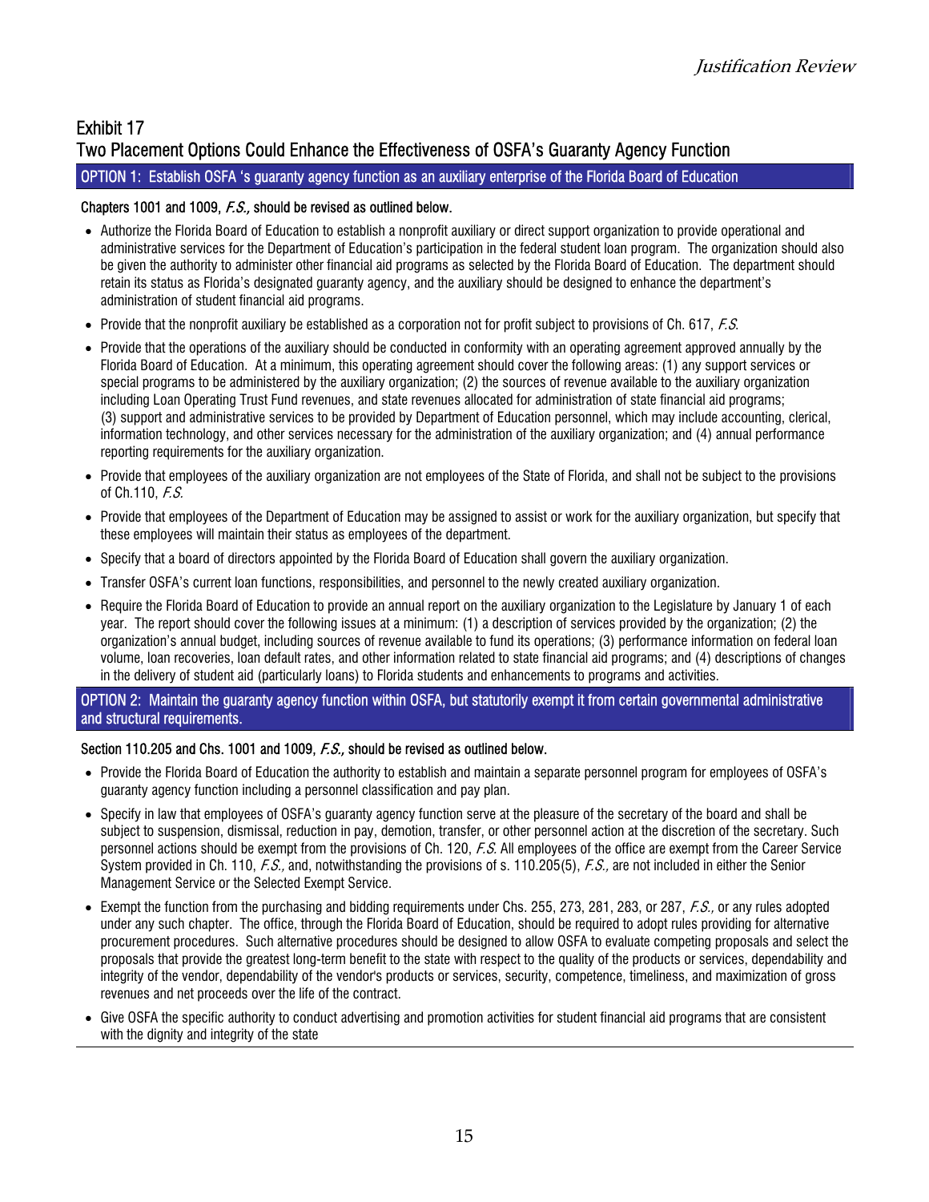## Exhibit 17
## Two Placement Options Could Enhance the Effectiveness of OSFA's Guaranty Agency Function

### OPTION 1: Establish OSFA 's guaranty agency function as an auxiliary enterprise of the Florida Board of Education

**Chapters 1001 and 1009, *F.S.*, should be revised as outlined below.**

- Authorize the Florida Board of Education to establish a nonprofit auxiliary or direct support organization to provide operational and administrative services for the Department of Education's participation in the federal student loan program. The organization should also be given the authority to administer other financial aid programs as selected by the Florida Board of Education. The department should retain its status as Florida's designated guaranty agency, and the auxiliary should be designed to enhance the department's administration of student financial aid programs.
- Provide that the nonprofit auxiliary be established as a corporation not for profit subject to provisions of Ch. 617, *F.S.*
- Provide that the operations of the auxiliary should be conducted in conformity with an operating agreement approved annually by the Florida Board of Education. At a minimum, this operating agreement should cover the following areas: (1) any support services or special programs to be administered by the auxiliary organization; (2) the sources of revenue available to the auxiliary organization including Loan Operating Trust Fund revenues, and state revenues allocated for administration of state financial aid programs; (3) support and administrative services to be provided by Department of Education personnel, which may include accounting, clerical, information technology, and other services necessary for the administration of the auxiliary organization; and (4) annual performance reporting requirements for the auxiliary organization.
- Provide that employees of the auxiliary organization are not employees of the State of Florida, and shall not be subject to the provisions of Ch.110, *F.S.*
- Provide that employees of the Department of Education may be assigned to assist or work for the auxiliary organization, but specify that these employees will maintain their status as employees of the department.
- Specify that a board of directors appointed by the Florida Board of Education shall govern the auxiliary organization.
- Transfer OSFA's current loan functions, responsibilities, and personnel to the newly created auxiliary organization.
- Require the Florida Board of Education to provide an annual report on the auxiliary organization to the Legislature by January 1 of each year. The report should cover the following issues at a minimum: (1) a description of services provided by the organization; (2) the organization's annual budget, including sources of revenue available to fund its operations; (3) performance information on federal loan volume, loan recoveries, loan default rates, and other information related to state financial aid programs; and (4) descriptions of changes in the delivery of student aid (particularly loans) to Florida students and enhancements to programs and activities.

### OPTION 2: Maintain the guaranty agency function within OSFA, but statutorily exempt it from certain governmental administrative and structural requirements.

**Section 110.205 and Chs. 1001 and 1009, *F.S.*, should be revised as outlined below.**

- Provide the Florida Board of Education the authority to establish and maintain a separate personnel program for employees of OSFA's guaranty agency function including a personnel classification and pay plan.
- Specify in law that employees of OSFA's guaranty agency function serve at the pleasure of the secretary of the board and shall be subject to suspension, dismissal, reduction in pay, demotion, transfer, or other personnel action at the discretion of the secretary. Such personnel actions should be exempt from the provisions of Ch. 120, *F.S.* All employees of the office are exempt from the Career Service System provided in Ch. 110, *F.S.*, and, notwithstanding the provisions of s. 110.205(5), *F.S.*, are not included in either the Senior Management Service or the Selected Exempt Service.
- Exempt the function from the purchasing and bidding requirements under Chs. 255, 273, 281, 283, or 287, *F.S.*, or any rules adopted under any such chapter. The office, through the Florida Board of Education, should be required to adopt rules providing for alternative procurement procedures. Such alternative procedures should be designed to allow OSFA to evaluate competing proposals and select the proposals that provide the greatest long-term benefit to the state with respect to the quality of the products or services, dependability and integrity of the vendor, dependability of the vendor's products or services, security, competence, timeliness, and maximization of gross revenues and net proceeds over the life of the contract.
- Give OSFA the specific authority to conduct advertising and promotion activities for student financial aid programs that are consistent with the dignity and integrity of the state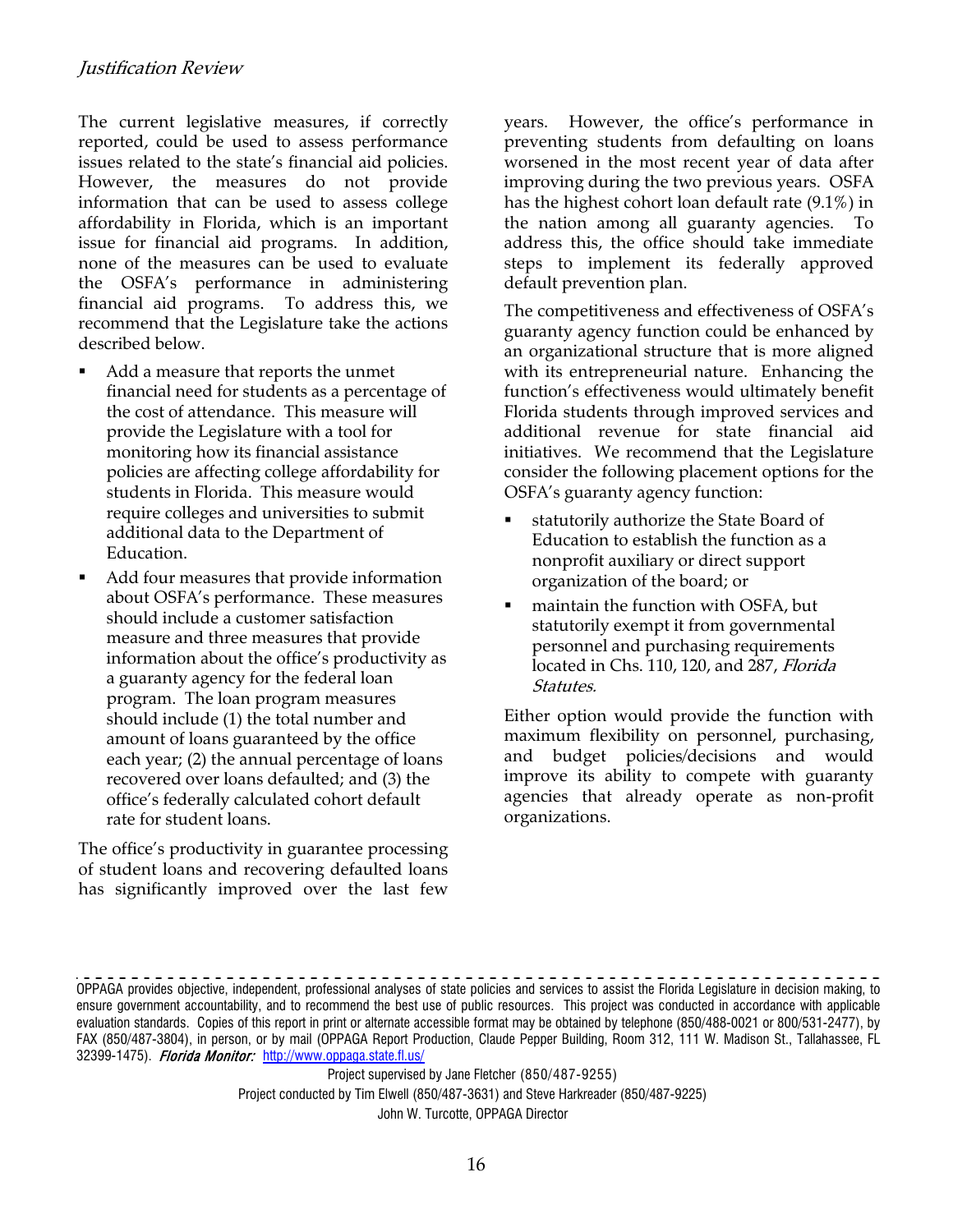The current legislative measures, if correctly reported, could be used to assess performance issues related to the state's financial aid policies. However, the measures do not provide information that can be used to assess college affordability in Florida, which is an important issue for financial aid programs. In addition, none of the measures can be used to evaluate the OSFA's performance in administering financial aid programs. To address this, we recommend that the Legislature take the actions described below.

- Add a measure that reports the unmet financial need for students as a percentage of the cost of attendance. This measure will provide the Legislature with a tool for monitoring how its financial assistance policies are affecting college affordability for students in Florida. This measure would require colleges and universities to submit additional data to the Department of Education.
- Add four measures that provide information about OSFA's performance. These measures should include a customer satisfaction measure and three measures that provide information about the office's productivity as a guaranty agency for the federal loan program. The loan program measures should include (1) the total number and amount of loans guaranteed by the office each year; (2) the annual percentage of loans recovered over loans defaulted; and (3) the office's federally calculated cohort default rate for student loans.

The office's productivity in guarantee processing of student loans and recovering defaulted loans has significantly improved over the last few years. However, the office's performance in preventing students from defaulting on loans worsened in the most recent year of data after improving during the two previous years. OSFA has the highest cohort loan default rate (9.1%) in the nation among all guaranty agencies. To address this, the office should take immediate steps to implement its federally approved default prevention plan.

The competitiveness and effectiveness of OSFA's guaranty agency function could be enhanced by an organizational structure that is more aligned with its entrepreneurial nature. Enhancing the function's effectiveness would ultimately benefit Florida students through improved services and additional revenue for state financial aid initiatives. We recommend that the Legislature consider the following placement options for the OSFA's guaranty agency function:

- statutorily authorize the State Board of Education to establish the function as a nonprofit auxiliary or direct support organization of the board; or
- maintain the function with OSFA, but statutorily exempt it from governmental personnel and purchasing requirements located in Chs. 110, 120, and 287, *Florida Statutes.*

Either option would provide the function with maximum flexibility on personnel, purchasing, and budget policies/decisions and would improve its ability to compete with guaranty agencies that already operate as non-profit organizations.

---

OPPAGA provides objective, independent, professional analyses of state policies and services to assist the Florida Legislature in decision making, to ensure government accountability, and to recommend the best use of public resources. This project was conducted in accordance with applicable evaluation standards. Copies of this report in print or alternate accessible format may be obtained by telephone (850/488-0021 or 800/531-2477), by FAX (850/487-3804), in person, or by mail (OPPAGA Report Production, Claude Pepper Building, Room 312, 111 W. Madison St., Tallahassee, FL 32399-1475). ***Florida Monitor:*** http://www.oppaga.state.fl.us/

Project supervised by Jane Fletcher (850/487-9255)

Project conducted by Tim Elwell (850/487-3631) and Steve Harkreader (850/487-9225)

John W. Turcotte, OPPAGA Director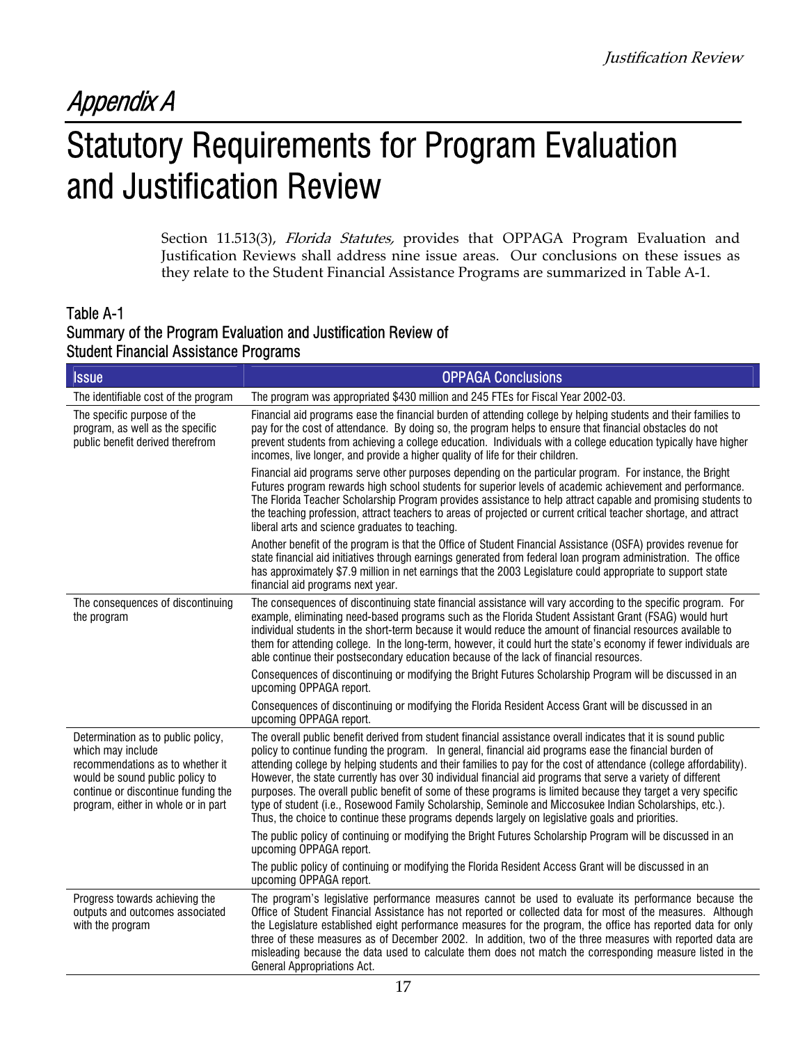# *Appendix A*

# Statutory Requirements for Program Evaluation and Justification Review

Section 11.513(3), *Florida Statutes,* provides that OPPAGA Program Evaluation and Justification Reviews shall address nine issue areas. Our conclusions on these issues as they relate to the Student Financial Assistance Programs are summarized in Table A-1.

### Table A-1
### Summary of the Program Evaluation and Justification Review of Student Financial Assistance Programs

| Issue | OPPAGA Conclusions |
|---|---|
| The identifiable cost of the program | The program was appropriated $430 million and 245 FTEs for Fiscal Year 2002-03. |
| The specific purpose of the program, as well as the specific public benefit derived therefrom | Financial aid programs ease the financial burden of attending college by helping students and their families to pay for the cost of attendance. By doing so, the program helps to ensure that financial obstacles do not prevent students from achieving a college education. Individuals with a college education typically have higher incomes, live longer, and provide a higher quality of life for their children.<br><br>Financial aid programs serve other purposes depending on the particular program. For instance, the Bright Futures program rewards high school students for superior levels of academic achievement and performance. The Florida Teacher Scholarship Program provides assistance to help attract capable and promising students to the teaching profession, attract teachers to areas of projected or current critical teacher shortage, and attract liberal arts and science graduates to teaching.<br><br>Another benefit of the program is that the Office of Student Financial Assistance (OSFA) provides revenue for state financial aid initiatives through earnings generated from federal loan program administration. The office has approximately $7.9 million in net earnings that the 2003 Legislature could appropriate to support state financial aid programs next year. |
| The consequences of discontinuing the program | The consequences of discontinuing state financial assistance will vary according to the specific program. For example, eliminating need-based programs such as the Florida Student Assistant Grant (FSAG) would hurt individual students in the short-term because it would reduce the amount of financial resources available to them for attending college. In the long-term, however, it could hurt the state's economy if fewer individuals are able continue their postsecondary education because of the lack of financial resources.<br><br>Consequences of discontinuing or modifying the Bright Futures Scholarship Program will be discussed in an upcoming OPPAGA report.<br><br>Consequences of discontinuing or modifying the Florida Resident Access Grant will be discussed in an upcoming OPPAGA report. |
| Determination as to public policy, which may include recommendations as to whether it would be sound public policy to continue or discontinue funding the program, either in whole or in part | The overall public benefit derived from student financial assistance overall indicates that it is sound public policy to continue funding the program. In general, financial aid programs ease the financial burden of attending college by helping students and their families to pay for the cost of attendance (college affordability). However, the state currently has over 30 individual financial aid programs that serve a variety of different purposes. The overall public benefit of some of these programs is limited because they target a very specific type of student (i.e., Rosewood Family Scholarship, Seminole and Miccosukee Indian Scholarships, etc.). Thus, the choice to continue these programs depends largely on legislative goals and priorities.<br><br>The public policy of continuing or modifying the Bright Futures Scholarship Program will be discussed in an upcoming OPPAGA report.<br><br>The public policy of continuing or modifying the Florida Resident Access Grant will be discussed in an upcoming OPPAGA report. |
| Progress towards achieving the outputs and outcomes associated with the program | The program's legislative performance measures cannot be used to evaluate its performance because the Office of Student Financial Assistance has not reported or collected data for most of the measures. Although the Legislature established eight performance measures for the program, the office has reported data for only three of these measures as of December 2002. In addition, two of the three measures with reported data are misleading because the data used to calculate them does not match the corresponding measure listed in the General Appropriations Act. |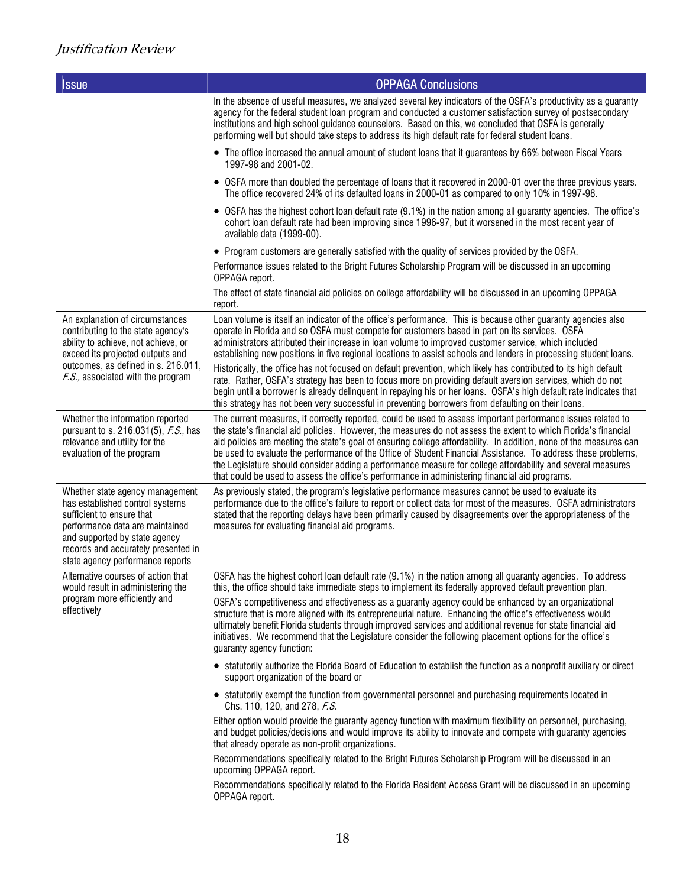| Issue | OPPAGA Conclusions |
|---|---|
| | In the absence of useful measures, we analyzed several key indicators of the OSFA's productivity as a guaranty agency for the federal student loan program and conducted a customer satisfaction survey of postsecondary institutions and high school guidance counselors. Based on this, we concluded that OSFA is generally performing well but should take steps to address its high default rate for federal student loans.<br><br>• The office increased the annual amount of student loans that it guarantees by 66% between Fiscal Years 1997-98 and 2001-02.<br>• OSFA more than doubled the percentage of loans that it recovered in 2000-01 over the three previous years. The office recovered 24% of its defaulted loans in 2000-01 as compared to only 10% in 1997-98.<br>• OSFA has the highest cohort loan default rate (9.1%) in the nation among all guaranty agencies. The office's cohort loan default rate had been improving since 1996-97, but it worsened in the most recent year of available data (1999-00).<br>• Program customers are generally satisfied with the quality of services provided by the OSFA.<br><br>Performance issues related to the Bright Futures Scholarship Program will be discussed in an upcoming OPPAGA report.<br><br>The effect of state financial aid policies on college affordability will be discussed in an upcoming OPPAGA report. |
| An explanation of circumstances contributing to the state agency's ability to achieve, not achieve, or exceed its projected outputs and outcomes, as defined in s. 216.011, *F.S.,* associated with the program | Loan volume is itself an indicator of the office's performance. This is because other guaranty agencies also operate in Florida and so OSFA must compete for customers based in part on its services. OSFA administrators attributed their increase in loan volume to improved customer service, which included establishing new positions in five regional locations to assist schools and lenders in processing student loans.<br><br>Historically, the office has not focused on default prevention, which likely has contributed to its high default rate. Rather, OSFA's strategy has been to focus more on providing default aversion services, which do not begin until a borrower is already delinquent in repaying his or her loans. OSFA's high default rate indicates that this strategy has not been very successful in preventing borrowers from defaulting on their loans. |
| Whether the information reported pursuant to s. 216.031(5), *F.S.,* has relevance and utility for the evaluation of the program | The current measures, if correctly reported, could be used to assess important performance issues related to the state's financial aid policies. However, the measures do not assess the extent to which Florida's financial aid policies are meeting the state's goal of ensuring college affordability. In addition, none of the measures can be used to evaluate the performance of the Office of Student Financial Assistance. To address these problems, the Legislature should consider adding a performance measure for college affordability and several measures that could be used to assess the office's performance in administering financial aid programs. |
| Whether state agency management has established control systems sufficient to ensure that performance data are maintained and supported by state agency records and accurately presented in state agency performance reports | As previously stated, the program's legislative performance measures cannot be used to evaluate its performance due to the office's failure to report or collect data for most of the measures. OSFA administrators stated that the reporting delays have been primarily caused by disagreements over the appropriateness of the measures for evaluating financial aid programs. |
| Alternative courses of action that would result in administering the program more efficiently and effectively | OSFA has the highest cohort loan default rate (9.1%) in the nation among all guaranty agencies. To address this, the office should take immediate steps to implement its federally approved default prevention plan.<br><br>OSFA's competitiveness and effectiveness as a guaranty agency could be enhanced by an organizational structure that is more aligned with its entrepreneurial nature. Enhancing the office's effectiveness would ultimately benefit Florida students through improved services and additional revenue for state financial aid initiatives. We recommend that the Legislature consider the following placement options for the office's guaranty agency function:<br><br>• statutorily authorize the Florida Board of Education to establish the function as a nonprofit auxiliary or direct support organization of the board or<br>• statutorily exempt the function from governmental personnel and purchasing requirements located in Chs. 110, 120, and 278, *F.S.*<br><br>Either option would provide the guaranty agency function with maximum flexibility on personnel, purchasing, and budget policies/decisions and would improve its ability to innovate and compete with guaranty agencies that already operate as non-profit organizations.<br><br>Recommendations specifically related to the Bright Futures Scholarship Program will be discussed in an upcoming OPPAGA report.<br><br>Recommendations specifically related to the Florida Resident Access Grant will be discussed in an upcoming OPPAGA report. |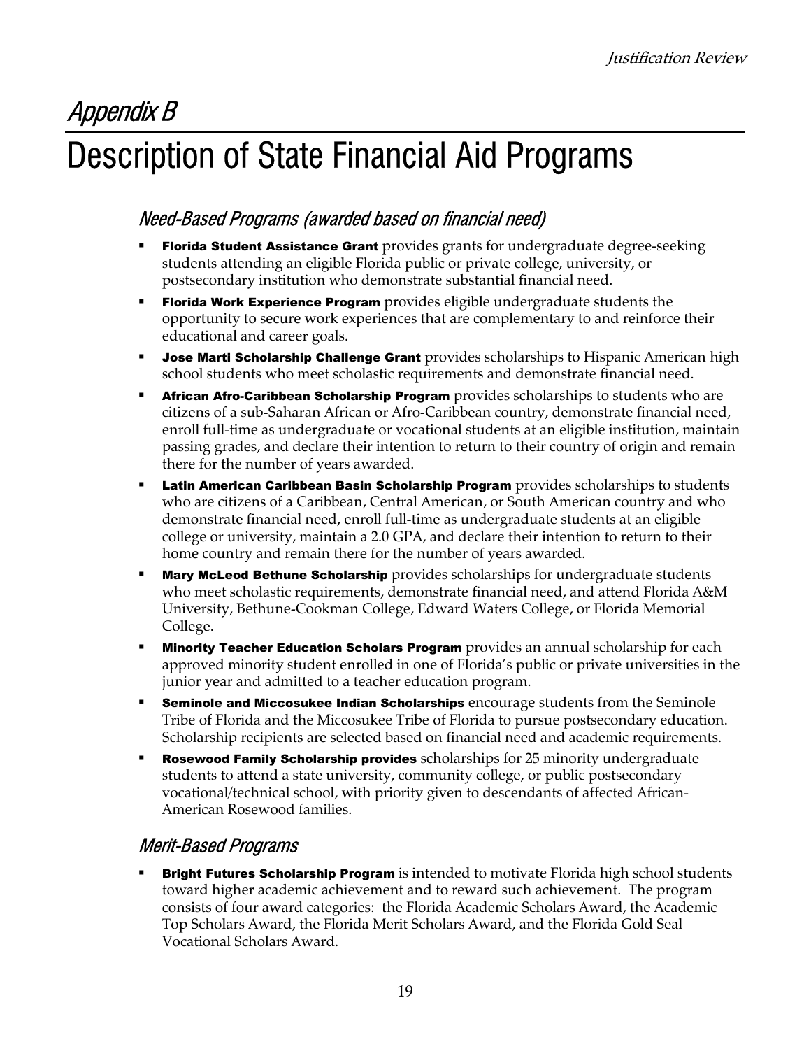# Appendix B

# Description of State Financial Aid Programs

## *Need-Based Programs (awarded based on financial need)*

- **Florida Student Assistance Grant** provides grants for undergraduate degree-seeking students attending an eligible Florida public or private college, university, or postsecondary institution who demonstrate substantial financial need.
- **Florida Work Experience Program** provides eligible undergraduate students the opportunity to secure work experiences that are complementary to and reinforce their educational and career goals.
- **Jose Marti Scholarship Challenge Grant** provides scholarships to Hispanic American high school students who meet scholastic requirements and demonstrate financial need.
- **African Afro-Caribbean Scholarship Program** provides scholarships to students who are citizens of a sub-Saharan African or Afro-Caribbean country, demonstrate financial need, enroll full-time as undergraduate or vocational students at an eligible institution, maintain passing grades, and declare their intention to return to their country of origin and remain there for the number of years awarded.
- **Latin American Caribbean Basin Scholarship Program** provides scholarships to students who are citizens of a Caribbean, Central American, or South American country and who demonstrate financial need, enroll full-time as undergraduate students at an eligible college or university, maintain a 2.0 GPA, and declare their intention to return to their home country and remain there for the number of years awarded.
- **Mary McLeod Bethune Scholarship** provides scholarships for undergraduate students who meet scholastic requirements, demonstrate financial need, and attend Florida A&M University, Bethune-Cookman College, Edward Waters College, or Florida Memorial College.
- **Minority Teacher Education Scholars Program** provides an annual scholarship for each approved minority student enrolled in one of Florida's public or private universities in the junior year and admitted to a teacher education program.
- **Seminole and Miccosukee Indian Scholarships** encourage students from the Seminole Tribe of Florida and the Miccosukee Tribe of Florida to pursue postsecondary education. Scholarship recipients are selected based on financial need and academic requirements.
- **Rosewood Family Scholarship provides** scholarships for 25 minority undergraduate students to attend a state university, community college, or public postsecondary vocational/technical school, with priority given to descendants of affected African-American Rosewood families.

## *Merit-Based Programs*

- **Bright Futures Scholarship Program** is intended to motivate Florida high school students toward higher academic achievement and to reward such achievement. The program consists of four award categories: the Florida Academic Scholars Award, the Academic Top Scholars Award, the Florida Merit Scholars Award, and the Florida Gold Seal Vocational Scholars Award.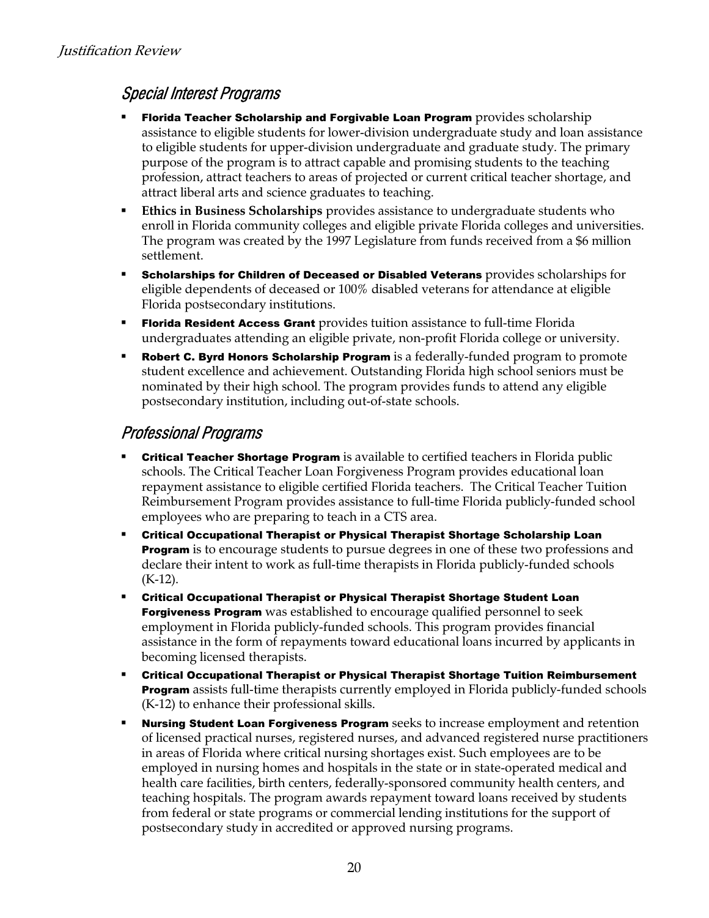## Special Interest Programs

- **Florida Teacher Scholarship and Forgivable Loan Program** provides scholarship assistance to eligible students for lower-division undergraduate study and loan assistance to eligible students for upper-division undergraduate and graduate study. The primary purpose of the program is to attract capable and promising students to the teaching profession, attract teachers to areas of projected or current critical teacher shortage, and attract liberal arts and science graduates to teaching.
- **Ethics in Business Scholarships** provides assistance to undergraduate students who enroll in Florida community colleges and eligible private Florida colleges and universities. The program was created by the 1997 Legislature from funds received from a $6 million settlement.
- **Scholarships for Children of Deceased or Disabled Veterans** provides scholarships for eligible dependents of deceased or 100% disabled veterans for attendance at eligible Florida postsecondary institutions.
- **Florida Resident Access Grant** provides tuition assistance to full-time Florida undergraduates attending an eligible private, non-profit Florida college or university.
- **Robert C. Byrd Honors Scholarship Program** is a federally-funded program to promote student excellence and achievement. Outstanding Florida high school seniors must be nominated by their high school. The program provides funds to attend any eligible postsecondary institution, including out-of-state schools.

## Professional Programs

- **Critical Teacher Shortage Program** is available to certified teachers in Florida public schools. The Critical Teacher Loan Forgiveness Program provides educational loan repayment assistance to eligible certified Florida teachers. The Critical Teacher Tuition Reimbursement Program provides assistance to full-time Florida publicly-funded school employees who are preparing to teach in a CTS area.
- **Critical Occupational Therapist or Physical Therapist Shortage Scholarship Loan Program** is to encourage students to pursue degrees in one of these two professions and declare their intent to work as full-time therapists in Florida publicly-funded schools (K-12).
- **Critical Occupational Therapist or Physical Therapist Shortage Student Loan Forgiveness Program** was established to encourage qualified personnel to seek employment in Florida publicly-funded schools. This program provides financial assistance in the form of repayments toward educational loans incurred by applicants in becoming licensed therapists.
- **Critical Occupational Therapist or Physical Therapist Shortage Tuition Reimbursement Program** assists full-time therapists currently employed in Florida publicly-funded schools (K-12) to enhance their professional skills.
- **Nursing Student Loan Forgiveness Program** seeks to increase employment and retention of licensed practical nurses, registered nurses, and advanced registered nurse practitioners in areas of Florida where critical nursing shortages exist. Such employees are to be employed in nursing homes and hospitals in the state or in state-operated medical and health care facilities, birth centers, federally-sponsored community health centers, and teaching hospitals. The program awards repayment toward loans received by students from federal or state programs or commercial lending institutions for the support of postsecondary study in accredited or approved nursing programs.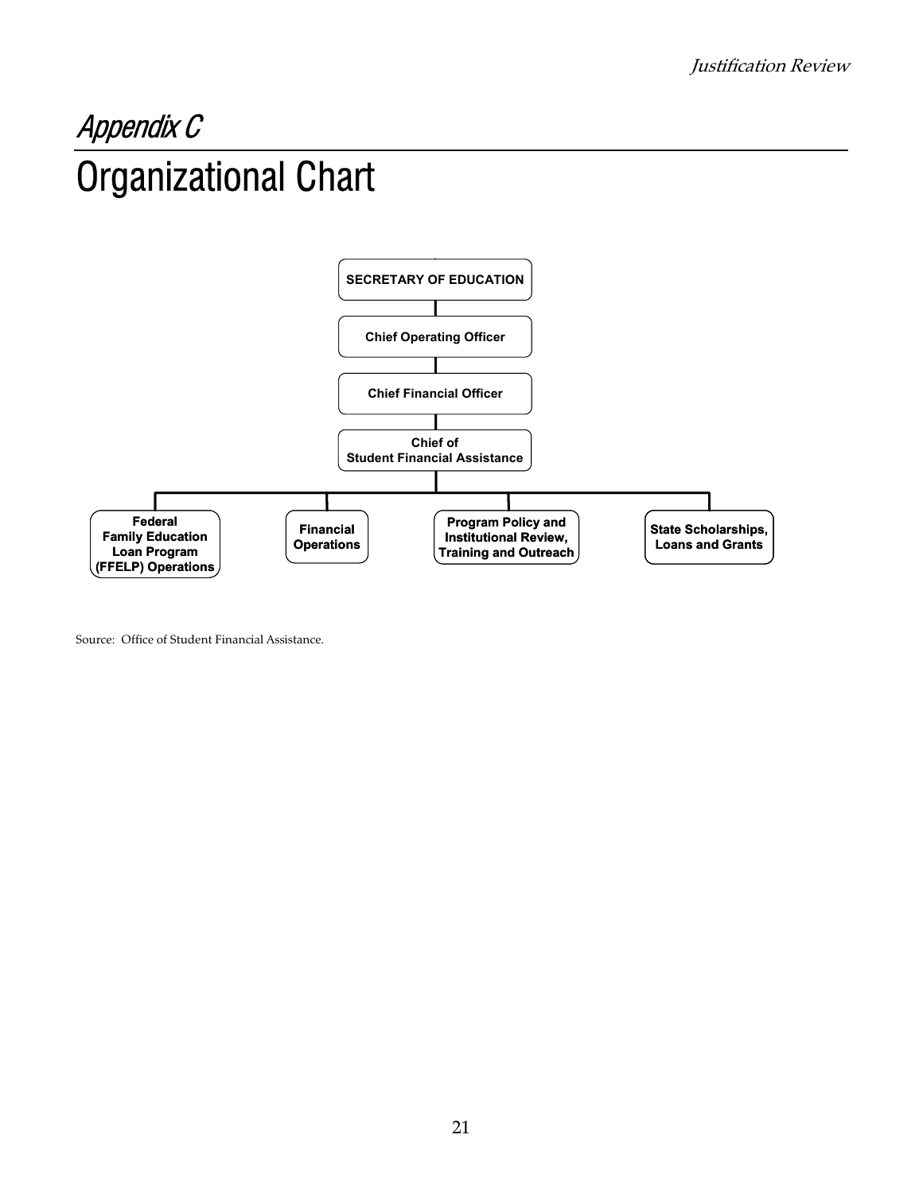# Appendix C

# Organizational Chart

- SECRETARY OF EDUCATION
  - Chief Operating Officer
    - Chief Financial Officer
      - Chief of Student Financial Assistance
        - Federal Family Education Loan Program (FFELP) Operations
        - Financial Operations
        - Program Policy and Institutional Review, Training and Outreach
        - State Scholarships, Loans and Grants

Source: Office of Student Financial Assistance.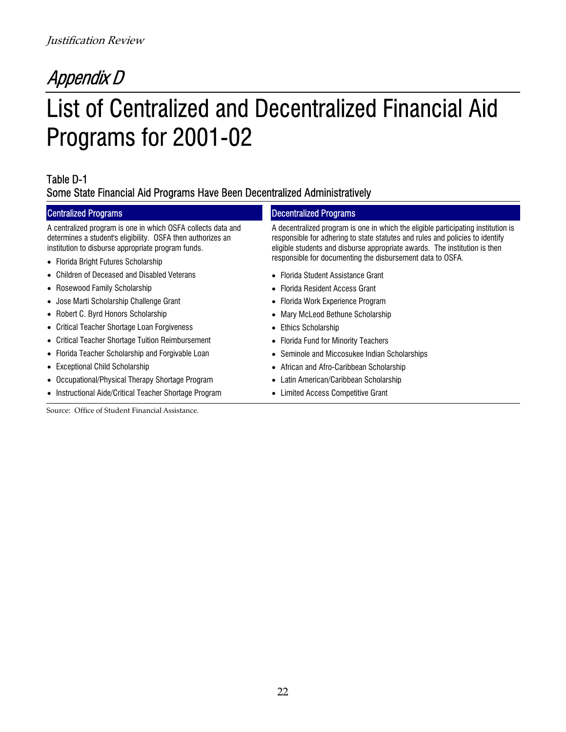# Appendix D

# List of Centralized and Decentralized Financial Aid Programs for 2001-02

## Table D-1
## Some State Financial Aid Programs Have Been Decentralized Administratively

### Centralized Programs

A centralized program is one in which OSFA collects data and determines a student's eligibility. OSFA then authorizes an institution to disburse appropriate program funds.

- Florida Bright Futures Scholarship
- Children of Deceased and Disabled Veterans
- Rosewood Family Scholarship
- Jose Marti Scholarship Challenge Grant
- Robert C. Byrd Honors Scholarship
- Critical Teacher Shortage Loan Forgiveness
- Critical Teacher Shortage Tuition Reimbursement
- Florida Teacher Scholarship and Forgivable Loan
- Exceptional Child Scholarship
- Occupational/Physical Therapy Shortage Program
- Instructional Aide/Critical Teacher Shortage Program

### Decentralized Programs

A decentralized program is one in which the eligible participating institution is responsible for adhering to state statutes and rules and policies to identify eligible students and disburse appropriate awards. The institution is then responsible for documenting the disbursement data to OSFA.

- Florida Student Assistance Grant
- Florida Resident Access Grant
- Florida Work Experience Program
- Mary McLeod Bethune Scholarship
- Ethics Scholarship
- Florida Fund for Minority Teachers
- Seminole and Miccosukee Indian Scholarships
- African and Afro-Caribbean Scholarship
- Latin American/Caribbean Scholarship
- Limited Access Competitive Grant

Source: Office of Student Financial Assistance.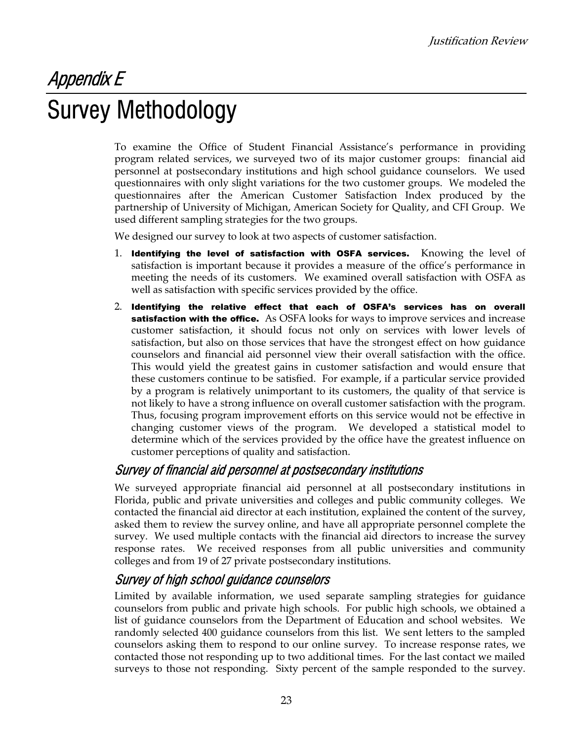# *Appendix E*

# Survey Methodology

To examine the Office of Student Financial Assistance's performance in providing program related services, we surveyed two of its major customer groups: financial aid personnel at postsecondary institutions and high school guidance counselors. We used questionnaires with only slight variations for the two customer groups. We modeled the questionnaires after the American Customer Satisfaction Index produced by the partnership of University of Michigan, American Society for Quality, and CFI Group. We used different sampling strategies for the two groups.

We designed our survey to look at two aspects of customer satisfaction.

1. **Identifying the level of satisfaction with OSFA services.** Knowing the level of satisfaction is important because it provides a measure of the office's performance in meeting the needs of its customers. We examined overall satisfaction with OSFA as well as satisfaction with specific services provided by the office.
2. **Identifying the relative effect that each of OSFA's services has on overall satisfaction with the office.** As OSFA looks for ways to improve services and increase customer satisfaction, it should focus not only on services with lower levels of satisfaction, but also on those services that have the strongest effect on how guidance counselors and financial aid personnel view their overall satisfaction with the office. This would yield the greatest gains in customer satisfaction and would ensure that these customers continue to be satisfied. For example, if a particular service provided by a program is relatively unimportant to its customers, the quality of that service is not likely to have a strong influence on overall customer satisfaction with the program. Thus, focusing program improvement efforts on this service would not be effective in changing customer views of the program. We developed a statistical model to determine which of the services provided by the office have the greatest influence on customer perceptions of quality and satisfaction.

## *Survey of financial aid personnel at postsecondary institutions*

We surveyed appropriate financial aid personnel at all postsecondary institutions in Florida, public and private universities and colleges and public community colleges. We contacted the financial aid director at each institution, explained the content of the survey, asked them to review the survey online, and have all appropriate personnel complete the survey. We used multiple contacts with the financial aid directors to increase the survey response rates. We received responses from all public universities and community colleges and from 19 of 27 private postsecondary institutions.

## *Survey of high school guidance counselors*

Limited by available information, we used separate sampling strategies for guidance counselors from public and private high schools. For public high schools, we obtained a list of guidance counselors from the Department of Education and school websites. We randomly selected 400 guidance counselors from this list. We sent letters to the sampled counselors asking them to respond to our online survey. To increase response rates, we contacted those not responding up to two additional times. For the last contact we mailed surveys to those not responding. Sixty percent of the sample responded to the survey.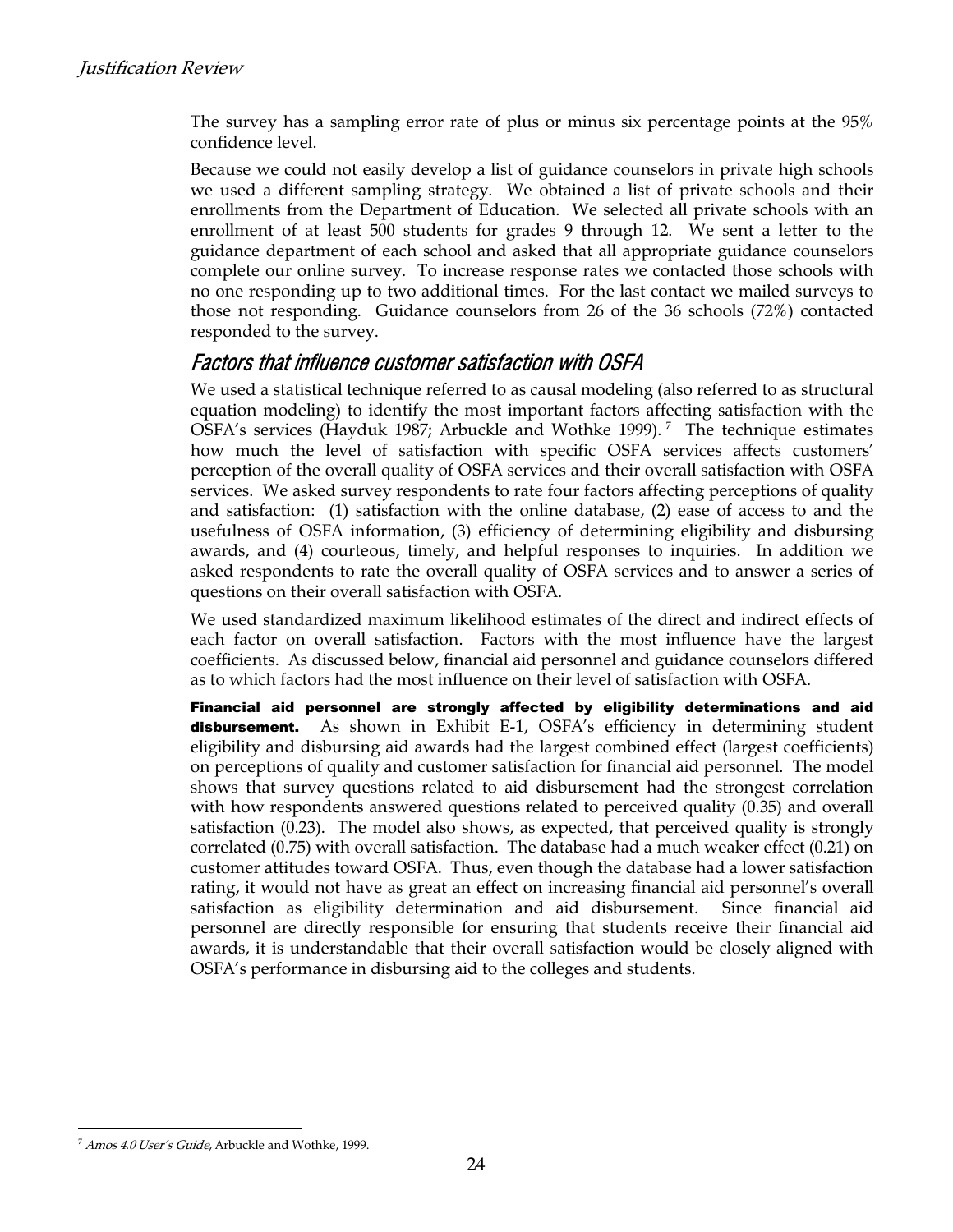The survey has a sampling error rate of plus or minus six percentage points at the 95% confidence level.

Because we could not easily develop a list of guidance counselors in private high schools we used a different sampling strategy. We obtained a list of private schools and their enrollments from the Department of Education. We selected all private schools with an enrollment of at least 500 students for grades 9 through 12. We sent a letter to the guidance department of each school and asked that all appropriate guidance counselors complete our online survey. To increase response rates we contacted those schools with no one responding up to two additional times. For the last contact we mailed surveys to those not responding. Guidance counselors from 26 of the 36 schools (72%) contacted responded to the survey.

## *Factors that influence customer satisfaction with OSFA*

We used a statistical technique referred to as causal modeling (also referred to as structural equation modeling) to identify the most important factors affecting satisfaction with the OSFA's services (Hayduk 1987; Arbuckle and Wothke 1999).[7] The technique estimates how much the level of satisfaction with specific OSFA services affects customers' perception of the overall quality of OSFA services and their overall satisfaction with OSFA services. We asked survey respondents to rate four factors affecting perceptions of quality and satisfaction: (1) satisfaction with the online database, (2) ease of access to and the usefulness of OSFA information, (3) efficiency of determining eligibility and disbursing awards, and (4) courteous, timely, and helpful responses to inquiries. In addition we asked respondents to rate the overall quality of OSFA services and to answer a series of questions on their overall satisfaction with OSFA.

We used standardized maximum likelihood estimates of the direct and indirect effects of each factor on overall satisfaction. Factors with the most influence have the largest coefficients. As discussed below, financial aid personnel and guidance counselors differed as to which factors had the most influence on their level of satisfaction with OSFA.

**Financial aid personnel are strongly affected by eligibility determinations and aid disbursement.** As shown in Exhibit E-1, OSFA's efficiency in determining student eligibility and disbursing aid awards had the largest combined effect (largest coefficients) on perceptions of quality and customer satisfaction for financial aid personnel. The model shows that survey questions related to aid disbursement had the strongest correlation with how respondents answered questions related to perceived quality (0.35) and overall satisfaction (0.23). The model also shows, as expected, that perceived quality is strongly correlated (0.75) with overall satisfaction. The database had a much weaker effect (0.21) on customer attitudes toward OSFA. Thus, even though the database had a lower satisfaction rating, it would not have as great an effect on increasing financial aid personnel's overall satisfaction as eligibility determination and aid disbursement. Since financial aid personnel are directly responsible for ensuring that students receive their financial aid awards, it is understandable that their overall satisfaction would be closely aligned with OSFA's performance in disbursing aid to the colleges and students.

[7] *Amos 4.0 User's Guide*, Arbuckle and Wothke, 1999.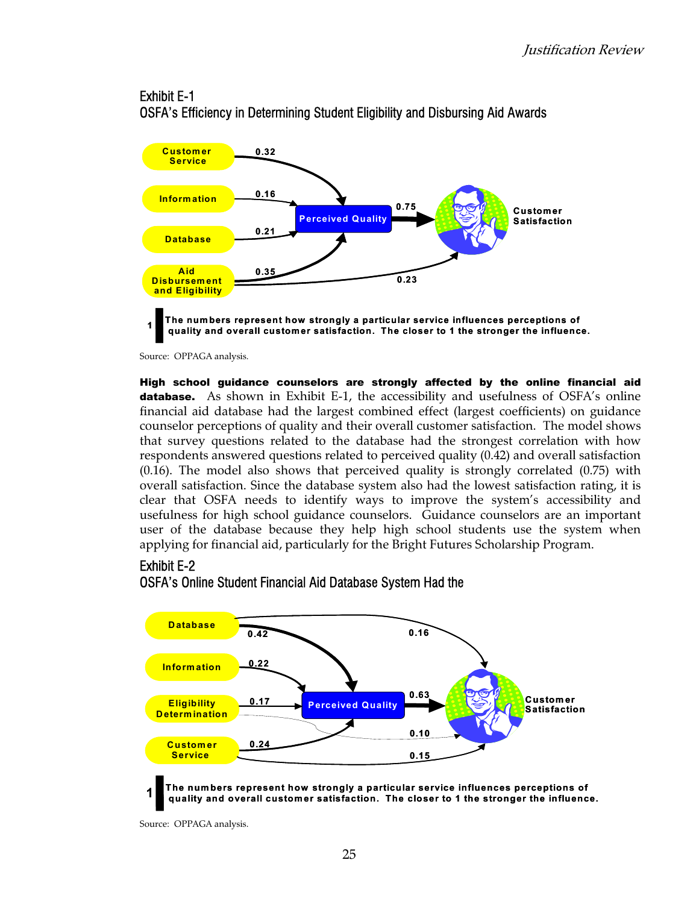## Exhibit E-1
## OSFA's Efficiency in Determining Student Eligibility and Disbursing Aid Awards

Customer Service — 0.32 → Perceived Quality
Information — 0.16 → Perceived Quality
Database — 0.21 → Perceived Quality
Aid Disbursement and Eligibility — 0.35 → Perceived Quality
Aid Disbursement and Eligibility — 0.23 → Customer Satisfaction
Perceived Quality — 0.75 → Customer Satisfaction

1 The numbers represent how strongly a particular service influences perceptions of quality and overall customer satisfaction. The closer to 1 the stronger the influence.

Source: OPPAGA analysis.

**High school guidance counselors are strongly affected by the online financial aid database.** As shown in Exhibit E-1, the accessibility and usefulness of OSFA's online financial aid database had the largest combined effect (largest coefficients) on guidance counselor perceptions of quality and their overall customer satisfaction. The model shows that survey questions related to the database had the strongest correlation with how respondents answered questions related to perceived quality (0.42) and overall satisfaction (0.16). The model also shows that perceived quality is strongly correlated (0.75) with overall satisfaction. Since the database system also had the lowest satisfaction rating, it is clear that OSFA needs to identify ways to improve the system's accessibility and usefulness for high school guidance counselors. Guidance counselors are an important user of the database because they help high school students use the system when applying for financial aid, particularly for the Bright Futures Scholarship Program.

## Exhibit E-2
## OSFA's Online Student Financial Aid Database System Had the

Database — 0.42 → Perceived Quality
Database — 0.16 → Customer Satisfaction
Information — 0.22 → Perceived Quality
Eligibility Determination — 0.17 → Perceived Quality
Eligibility Determination — 0.10 → Customer Satisfaction
Customer Service — 0.24 → Perceived Quality
Customer Service — 0.15 → Customer Satisfaction
Perceived Quality — 0.63 → Customer Satisfaction

1 The numbers represent how strongly a particular service influences perceptions of quality and overall customer satisfaction. The closer to 1 the stronger the influence.

Source: OPPAGA analysis.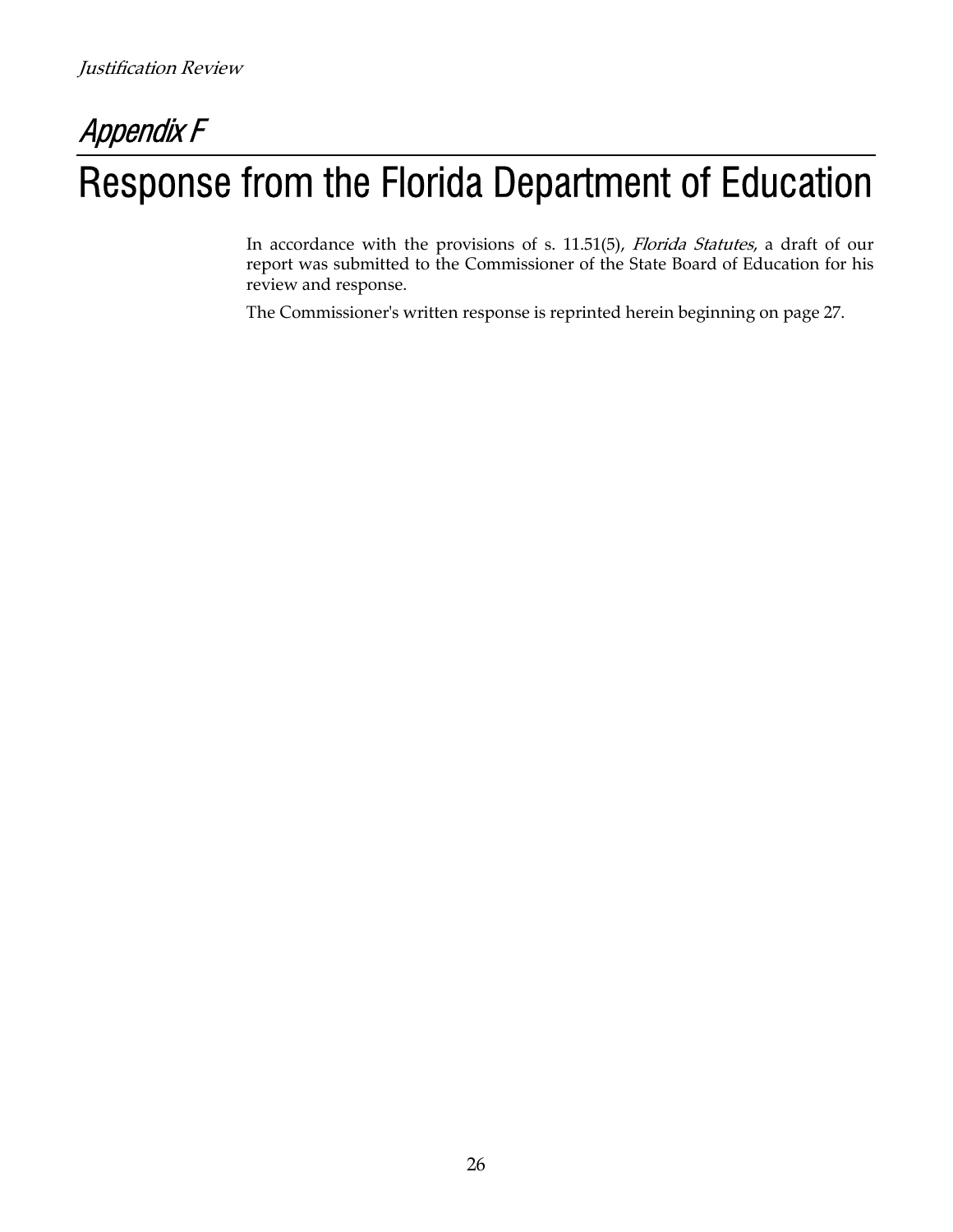## *Appendix F*

# Response from the Florida Department of Education

In accordance with the provisions of s. 11.51(5), *Florida Statutes*, a draft of our report was submitted to the Commissioner of the State Board of Education for his review and response.

The Commissioner's written response is reprinted herein beginning on page 27.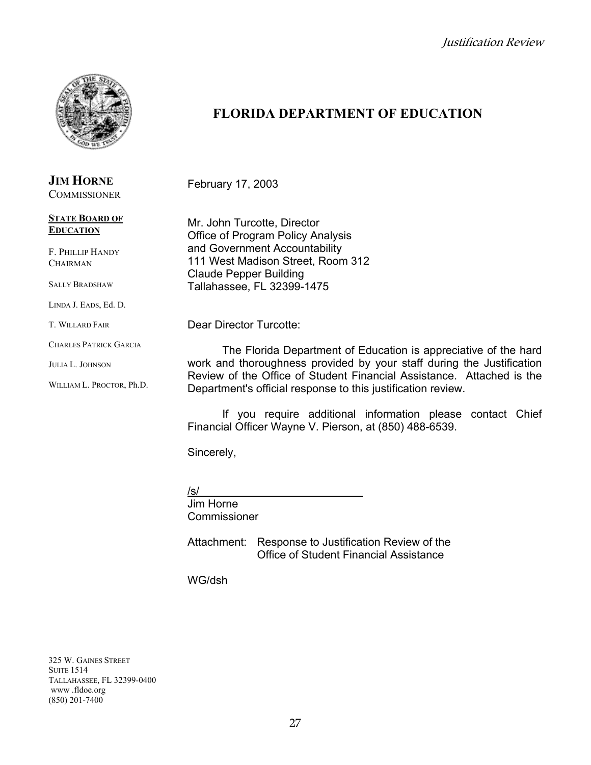# FLORIDA DEPARTMENT OF EDUCATION

**JIM HORNE**
COMMISSIONER

**STATE BOARD OF EDUCATION**

F. PHILLIP HANDY
CHAIRMAN

SALLY BRADSHAW

LINDA J. EADS, Ed. D.

T. WILLARD FAIR

CHARLES PATRICK GARCIA

JULIA L. JOHNSON

WILLIAM L. PROCTOR, Ph.D.

February 17, 2003

Mr. John Turcotte, Director
Office of Program Policy Analysis
and Government Accountability
111 West Madison Street, Room 312
Claude Pepper Building
Tallahassee, FL 32399-1475

Dear Director Turcotte:

The Florida Department of Education is appreciative of the hard work and thoroughness provided by your staff during the Justification Review of the Office of Student Financial Assistance. Attached is the Department's official response to this justification review.

If you require additional information please contact Chief Financial Officer Wayne V. Pierson, at (850) 488-6539.

Sincerely,

/s/
Jim Horne
Commissioner

Attachment: Response to Justification Review of the Office of Student Financial Assistance

WG/dsh

325 W. GAINES STREET
SUITE 1514
TALLAHASSEE, FL 32399-0400
www .fldoe.org
(850) 201-7400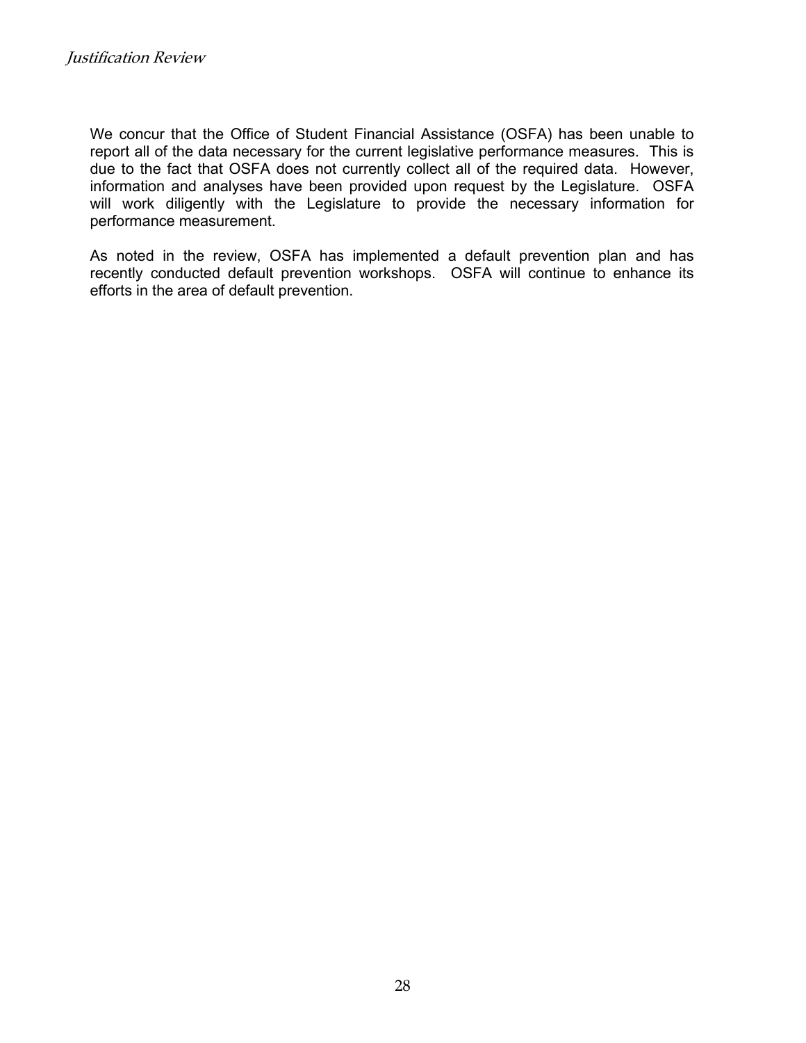We concur that the Office of Student Financial Assistance (OSFA) has been unable to report all of the data necessary for the current legislative performance measures. This is due to the fact that OSFA does not currently collect all of the required data. However, information and analyses have been provided upon request by the Legislature. OSFA will work diligently with the Legislature to provide the necessary information for performance measurement.

As noted in the review, OSFA has implemented a default prevention plan and has recently conducted default prevention workshops. OSFA will continue to enhance its efforts in the area of default prevention.